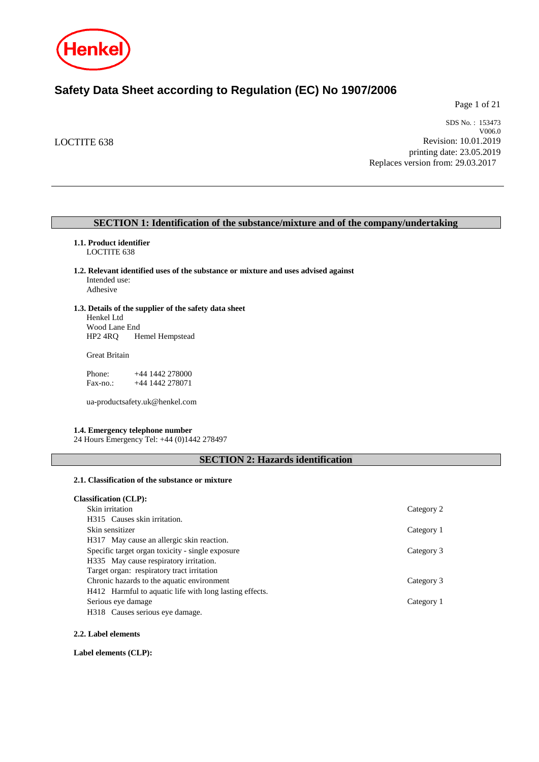# Safety Data Sheet according to Regulation (EC) No 1907/2006

LOCTITE 638

SDS No. : 153473
V006.0
Revision: 10.01.2019
printing date: 23.05.2019
Replaces version from: 29.03.2017

## SECTION 1: Identification of the substance/mixture and of the company/undertaking

**1.1. Product identifier**
LOCTITE 638

**1.2. Relevant identified uses of the substance or mixture and uses advised against**
Intended use:
Adhesive

**1.3. Details of the supplier of the safety data sheet**
Henkel Ltd
Wood Lane End
HP2 4RQ Hemel Hempstead

Great Britain

Phone: +44 1442 278000
Fax-no.: +44 1442 278071

ua-productsafety.uk@henkel.com

**1.4. Emergency telephone number**
24 Hours Emergency Tel: +44 (0)1442 278497

## SECTION 2: Hazards identification

**2.1. Classification of the substance or mixture**

**Classification (CLP):**

| | |
|---|---|
| Skin irritation<br>H315 Causes skin irritation. | Category 2 |
| Skin sensitizer<br>H317 May cause an allergic skin reaction. | Category 1 |
| Specific target organ toxicity - single exposure<br>H335 May cause respiratory irritation.<br>Target organ: respiratory tract irritation | Category 3 |
| Chronic hazards to the aquatic environment<br>H412 Harmful to aquatic life with long lasting effects. | Category 3 |
| Serious eye damage<br>H318 Causes serious eye damage. | Category 1 |

**2.2. Label elements**

**Label elements (CLP):**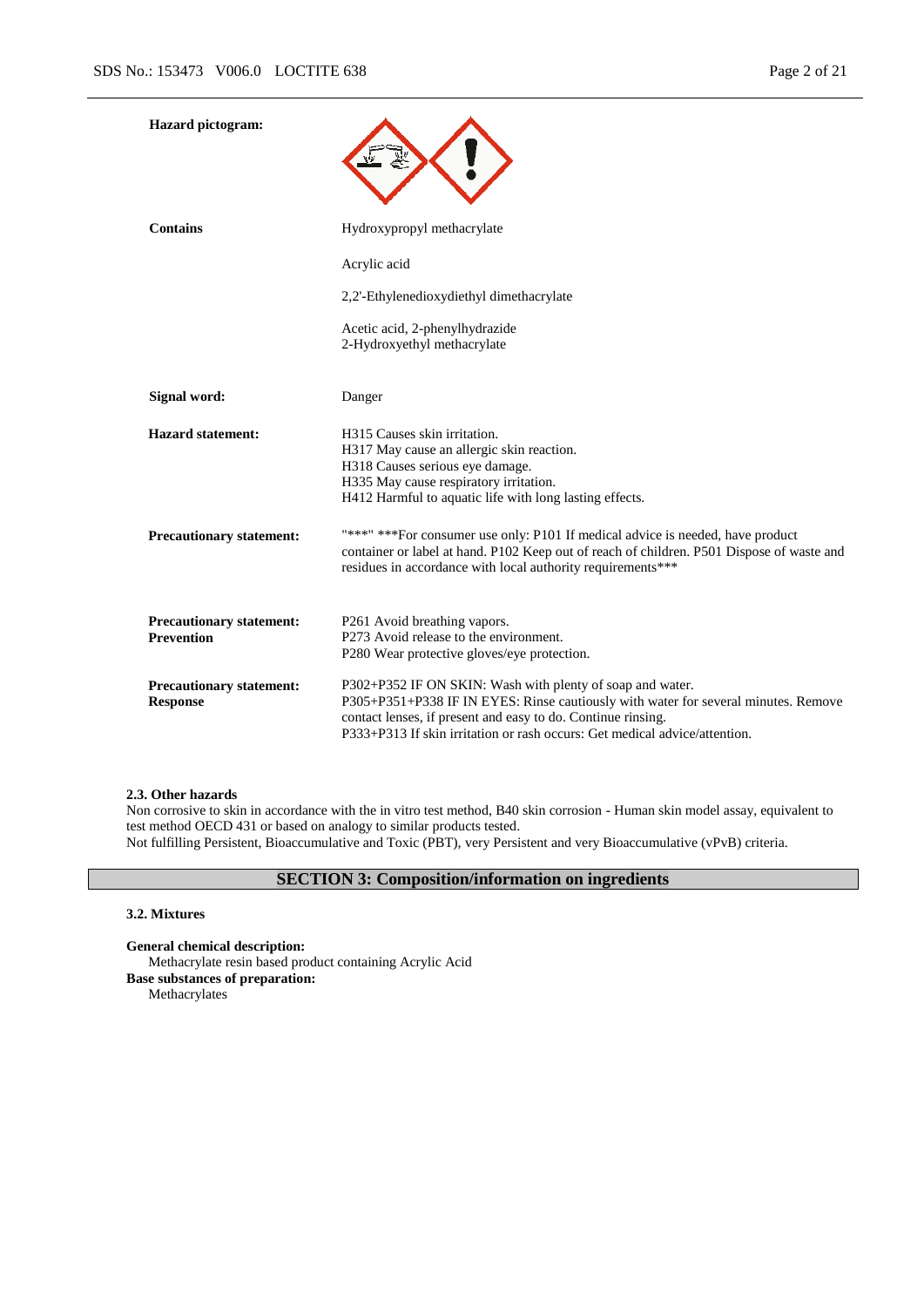**Hazard pictogram:**

**Contains**

Hydroxypropyl methacrylate

Acrylic acid

2,2'-Ethylenedioxydiethyl dimethacrylate

Acetic acid, 2-phenylhydrazide
2-Hydroxyethyl methacrylate

**Signal word:** Danger

**Hazard statement:**

H315 Causes skin irritation.
H317 May cause an allergic skin reaction.
H318 Causes serious eye damage.
H335 May cause respiratory irritation.
H412 Harmful to aquatic life with long lasting effects.

**Precautionary statement:**

"***" ***For consumer use only: P101 If medical advice is needed, have product container or label at hand. P102 Keep out of reach of children. P501 Dispose of waste and residues in accordance with local authority requirements***

**Precautionary statement: Prevention**

P261 Avoid breathing vapors.
P273 Avoid release to the environment.
P280 Wear protective gloves/eye protection.

**Precautionary statement: Response**

P302+P352 IF ON SKIN: Wash with plenty of soap and water.
P305+P351+P338 IF IN EYES: Rinse cautiously with water for several minutes. Remove contact lenses, if present and easy to do. Continue rinsing.
P333+P313 If skin irritation or rash occurs: Get medical advice/attention.

### 2.3. Other hazards

Non corrosive to skin in accordance with the in vitro test method, B40 skin corrosion - Human skin model assay, equivalent to test method OECD 431 or based on analogy to similar products tested.
Not fulfilling Persistent, Bioaccumulative and Toxic (PBT), very Persistent and very Bioaccumulative (vPvB) criteria.

## SECTION 3: Composition/information on ingredients

### 3.2. Mixtures

**General chemical description:**
Methacrylate resin based product containing Acrylic Acid

**Base substances of preparation:**
Methacrylates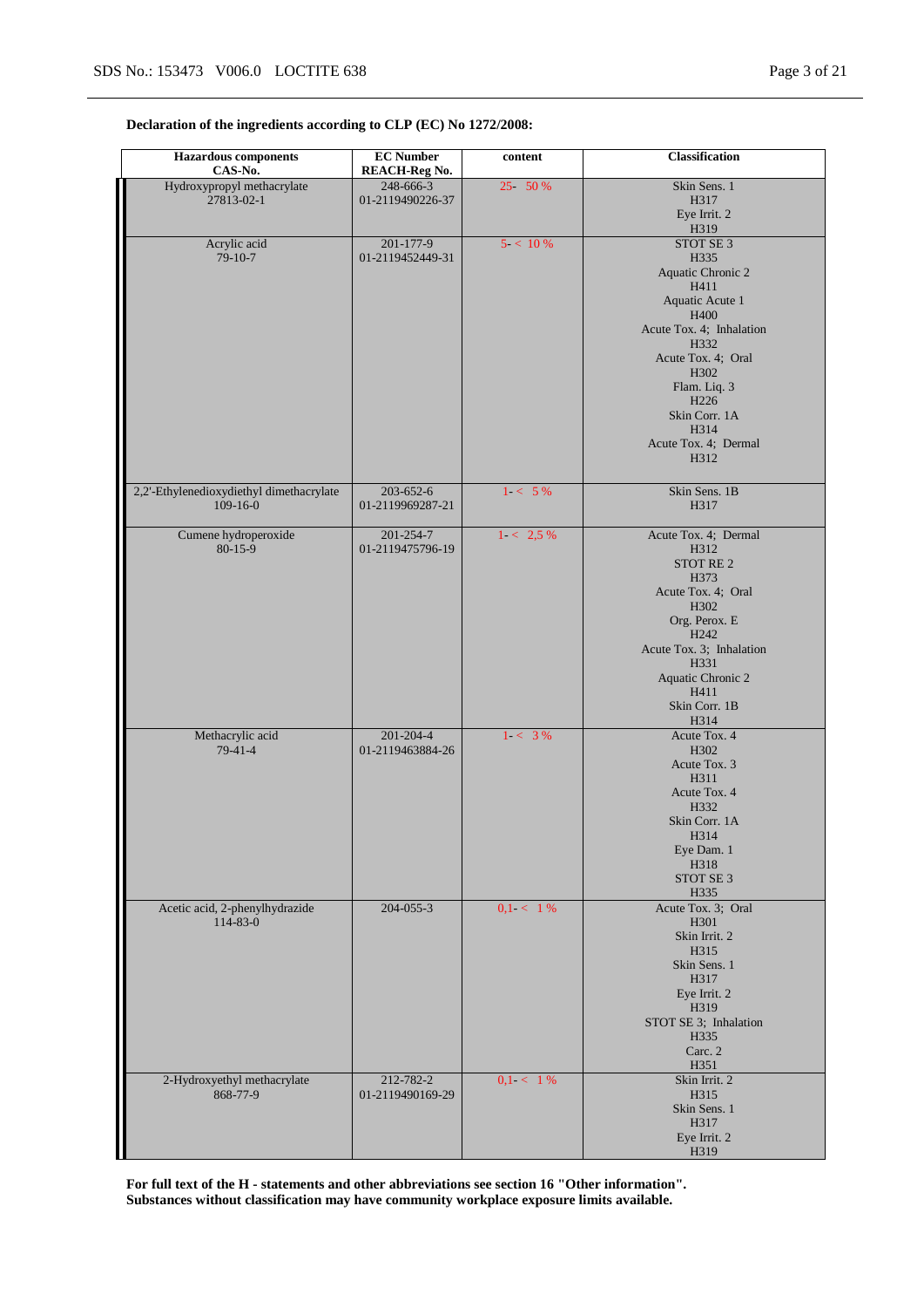**Declaration of the ingredients according to CLP (EC) No 1272/2008:**

| Hazardous components<br>CAS-No. | EC Number<br>REACH-Reg No. | content | Classification |
|---|---|---|---|
| Hydroxypropyl methacrylate<br>27813-02-1 | 248-666-3<br>01-2119490226-37 | 25- 50 % | Skin Sens. 1<br>H317<br>Eye Irrit. 2<br>H319 |
| Acrylic acid<br>79-10-7 | 201-177-9<br>01-2119452449-31 | 5- < 10 % | STOT SE 3<br>H335<br>Aquatic Chronic 2<br>H411<br>Aquatic Acute 1<br>H400<br>Acute Tox. 4; Inhalation<br>H332<br>Acute Tox. 4; Oral<br>H302<br>Flam. Liq. 3<br>H226<br>Skin Corr. 1A<br>H314<br>Acute Tox. 4; Dermal<br>H312 |
| 2,2'-Ethylenedioxydiethyl dimethacrylate<br>109-16-0 | 203-652-6<br>01-2119969287-21 | 1- < 5 % | Skin Sens. 1B<br>H317 |
| Cumene hydroperoxide<br>80-15-9 | 201-254-7<br>01-2119475796-19 | 1- < 2,5 % | Acute Tox. 4; Dermal<br>H312<br>STOT RE 2<br>H373<br>Acute Tox. 4; Oral<br>H302<br>Org. Perox. E<br>H242<br>Acute Tox. 3; Inhalation<br>H331<br>Aquatic Chronic 2<br>H411<br>Skin Corr. 1B<br>H314 |
| Methacrylic acid<br>79-41-4 | 201-204-4<br>01-2119463884-26 | 1- < 3 % | Acute Tox. 4<br>H302<br>Acute Tox. 3<br>H311<br>Acute Tox. 4<br>H332<br>Skin Corr. 1A<br>H314<br>Eye Dam. 1<br>H318<br>STOT SE 3<br>H335 |
| Acetic acid, 2-phenylhydrazide<br>114-83-0 | 204-055-3 | 0,1- < 1 % | Acute Tox. 3; Oral<br>H301<br>Skin Irrit. 2<br>H315<br>Skin Sens. 1<br>H317<br>Eye Irrit. 2<br>H319<br>STOT SE 3; Inhalation<br>H335<br>Carc. 2<br>H351 |
| 2-Hydroxyethyl methacrylate<br>868-77-9 | 212-782-2<br>01-2119490169-29 | 0,1- < 1 % | Skin Irrit. 2<br>H315<br>Skin Sens. 1<br>H317<br>Eye Irrit. 2<br>H319 |

**For full text of the H - statements and other abbreviations see section 16 "Other information".**
**Substances without classification may have community workplace exposure limits available.**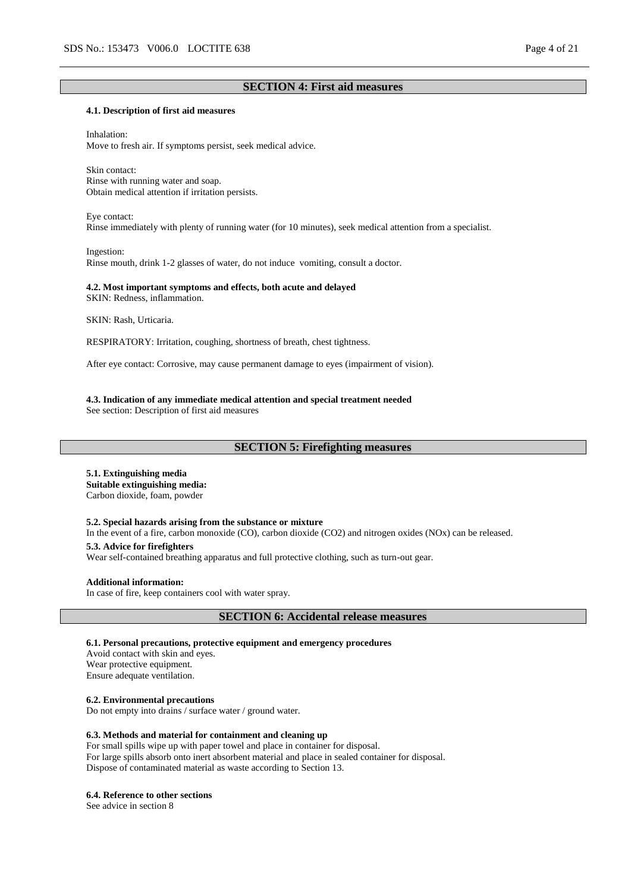## SECTION 4: First aid measures

### 4.1. Description of first aid measures

Inhalation:
Move to fresh air. If symptoms persist, seek medical advice.

Skin contact:
Rinse with running water and soap.
Obtain medical attention if irritation persists.

Eye contact:
Rinse immediately with plenty of running water (for 10 minutes), seek medical attention from a specialist.

Ingestion:
Rinse mouth, drink 1-2 glasses of water, do not induce vomiting, consult a doctor.

### 4.2. Most important symptoms and effects, both acute and delayed

SKIN: Redness, inflammation.

SKIN: Rash, Urticaria.

RESPIRATORY: Irritation, coughing, shortness of breath, chest tightness.

After eye contact: Corrosive, may cause permanent damage to eyes (impairment of vision).

### 4.3. Indication of any immediate medical attention and special treatment needed

See section: Description of first aid measures

## SECTION 5: Firefighting measures

### 5.1. Extinguishing media

**Suitable extinguishing media:**
Carbon dioxide, foam, powder

### 5.2. Special hazards arising from the substance or mixture

In the event of a fire, carbon monoxide (CO), carbon dioxide ($CO_2$) and nitrogen oxides ($NO_x$) can be released.

### 5.3. Advice for firefighters

Wear self-contained breathing apparatus and full protective clothing, such as turn-out gear.

**Additional information:**
In case of fire, keep containers cool with water spray.

## SECTION 6: Accidental release measures

### 6.1. Personal precautions, protective equipment and emergency procedures

Avoid contact with skin and eyes.
Wear protective equipment.
Ensure adequate ventilation.

### 6.2. Environmental precautions

Do not empty into drains / surface water / ground water.

### 6.3. Methods and material for containment and cleaning up

For small spills wipe up with paper towel and place in container for disposal.
For large spills absorb onto inert absorbent material and place in sealed container for disposal.
Dispose of contaminated material as waste according to Section 13.

### 6.4. Reference to other sections

See advice in section 8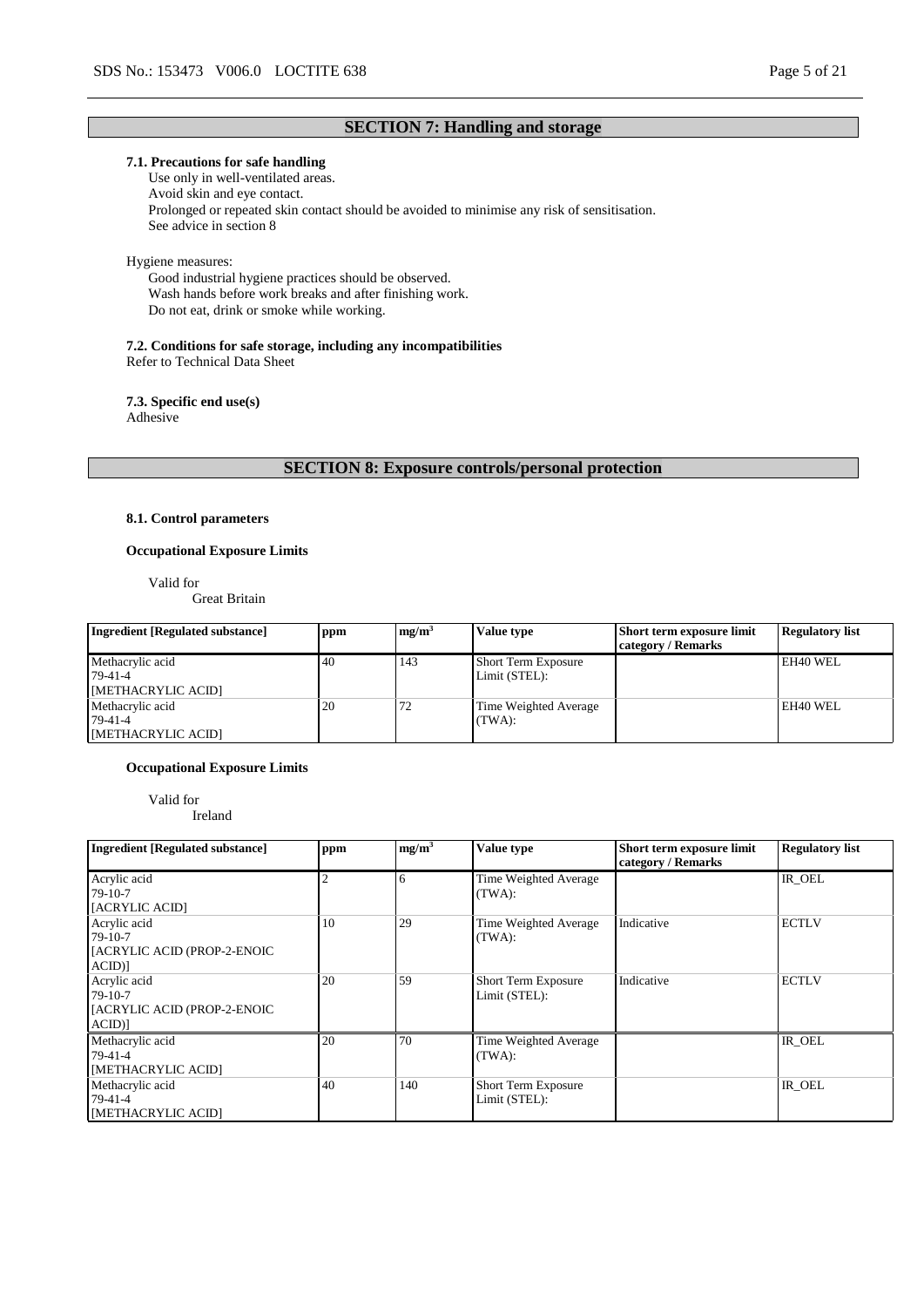## SECTION 7: Handling and storage

### 7.1. Precautions for safe handling

Use only in well-ventilated areas.
Avoid skin and eye contact.
Prolonged or repeated skin contact should be avoided to minimise any risk of sensitisation.
See advice in section 8

Hygiene measures:

Good industrial hygiene practices should be observed.
Wash hands before work breaks and after finishing work.
Do not eat, drink or smoke while working.

### 7.2. Conditions for safe storage, including any incompatibilities

Refer to Technical Data Sheet

### 7.3. Specific end use(s)

Adhesive

## SECTION 8: Exposure controls/personal protection

### 8.1. Control parameters

**Occupational Exposure Limits**

Valid for
Great Britain

| Ingredient [Regulated substance] | ppm | mg/m³ | Value type | Short term exposure limit category / Remarks | Regulatory list |
| --- | --- | --- | --- | --- | --- |
| Methacrylic acid 79-41-4 [METHACRYLIC ACID] | 40 | 143 | Short Term Exposure Limit (STEL): | | EH40 WEL |
| Methacrylic acid 79-41-4 [METHACRYLIC ACID] | 20 | 72 | Time Weighted Average (TWA): | | EH40 WEL |

**Occupational Exposure Limits**

Valid for
Ireland

| Ingredient [Regulated substance] | ppm | mg/m³ | Value type | Short term exposure limit category / Remarks | Regulatory list |
| --- | --- | --- | --- | --- | --- |
| Acrylic acid 79-10-7 [ACRYLIC ACID] | 2 | 6 | Time Weighted Average (TWA): | | IR_OEL |
| Acrylic acid 79-10-7 [ACRYLIC ACID (PROP-2-ENOIC ACID)] | 10 | 29 | Time Weighted Average (TWA): | Indicative | ECTLV |
| Acrylic acid 79-10-7 [ACRYLIC ACID (PROP-2-ENOIC ACID)] | 20 | 59 | Short Term Exposure Limit (STEL): | Indicative | ECTLV |
| Methacrylic acid 79-41-4 [METHACRYLIC ACID] | 20 | 70 | Time Weighted Average (TWA): | | IR_OEL |
| Methacrylic acid 79-41-4 [METHACRYLIC ACID] | 40 | 140 | Short Term Exposure Limit (STEL): | | IR_OEL |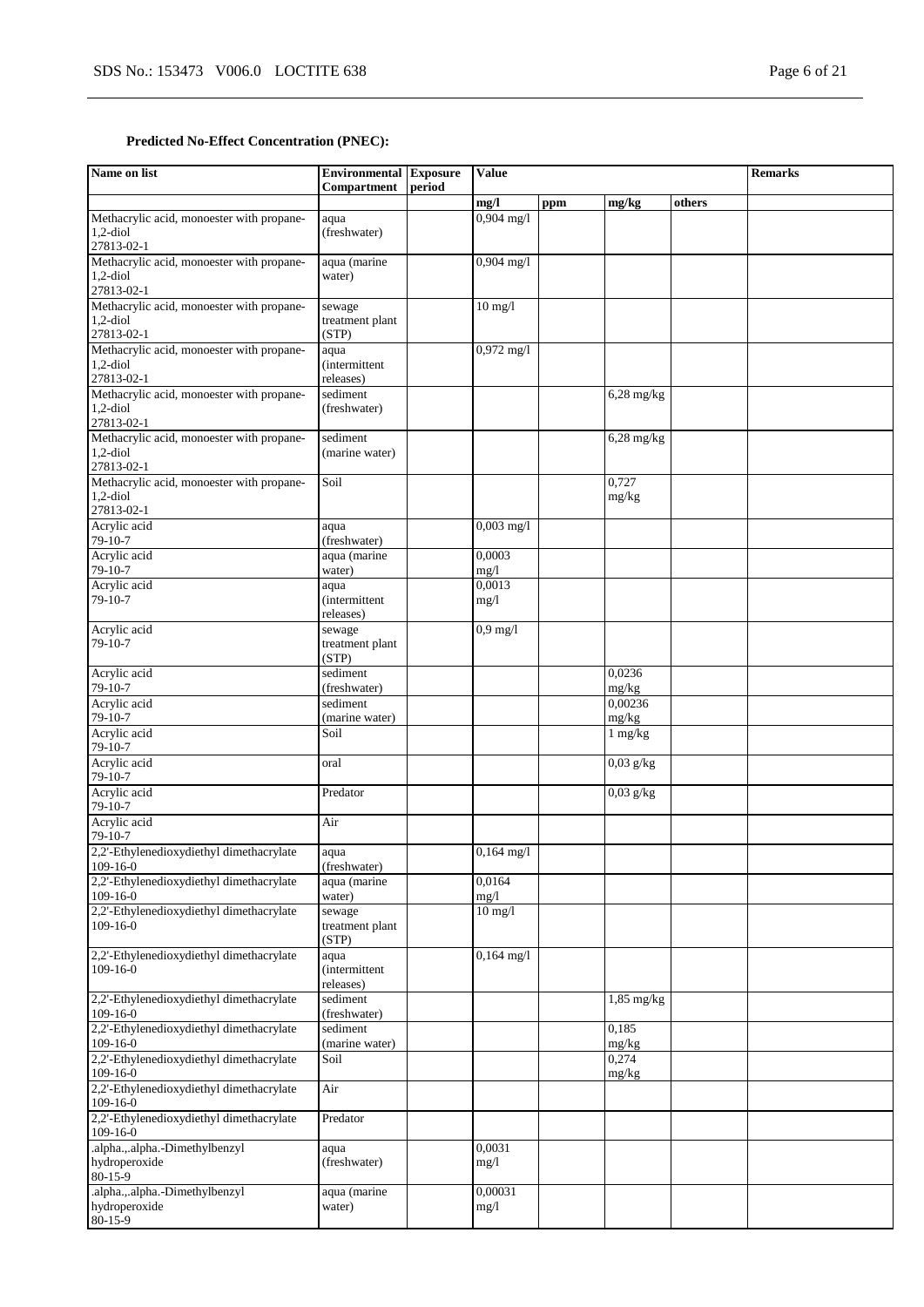**Predicted No-Effect Concentration (PNEC):**

| Name on list | Environmental Compartment | Exposure period | Value | | | | Remarks |
|---|---|---|---|---|---|---|---|
| | | | mg/l | ppm | mg/kg | others | |
| Methacrylic acid, monoester with propane-1,2-diol 27813-02-1 | aqua (freshwater) | | 0,904 mg/l | | | | |
| Methacrylic acid, monoester with propane-1,2-diol 27813-02-1 | aqua (marine water) | | 0,904 mg/l | | | | |
| Methacrylic acid, monoester with propane-1,2-diol 27813-02-1 | sewage treatment plant (STP) | | 10 mg/l | | | | |
| Methacrylic acid, monoester with propane-1,2-diol 27813-02-1 | aqua (intermittent releases) | | 0,972 mg/l | | | | |
| Methacrylic acid, monoester with propane-1,2-diol 27813-02-1 | sediment (freshwater) | | | | 6,28 mg/kg | | |
| Methacrylic acid, monoester with propane-1,2-diol 27813-02-1 | sediment (marine water) | | | | 6,28 mg/kg | | |
| Methacrylic acid, monoester with propane-1,2-diol 27813-02-1 | Soil | | | | 0,727 mg/kg | | |
| Acrylic acid 79-10-7 | aqua (freshwater) | | 0,003 mg/l | | | | |
| Acrylic acid 79-10-7 | aqua (marine water) | | 0,0003 mg/l | | | | |
| Acrylic acid 79-10-7 | aqua (intermittent releases) | | 0,0013 mg/l | | | | |
| Acrylic acid 79-10-7 | sewage treatment plant (STP) | | 0,9 mg/l | | | | |
| Acrylic acid 79-10-7 | sediment (freshwater) | | | | 0,0236 mg/kg | | |
| Acrylic acid 79-10-7 | sediment (marine water) | | | | 0,00236 mg/kg | | |
| Acrylic acid 79-10-7 | Soil | | | | 1 mg/kg | | |
| Acrylic acid 79-10-7 | oral | | | | 0,03 g/kg | | |
| Acrylic acid 79-10-7 | Predator | | | | 0,03 g/kg | | |
| Acrylic acid 79-10-7 | Air | | | | | | |
| 2,2'-Ethylenedioxydiethyl dimethacrylate 109-16-0 | aqua (freshwater) | | 0,164 mg/l | | | | |
| 2,2'-Ethylenedioxydiethyl dimethacrylate 109-16-0 | aqua (marine water) | | 0,0164 mg/l | | | | |
| 2,2'-Ethylenedioxydiethyl dimethacrylate 109-16-0 | sewage treatment plant (STP) | | 10 mg/l | | | | |
| 2,2'-Ethylenedioxydiethyl dimethacrylate 109-16-0 | aqua (intermittent releases) | | 0,164 mg/l | | | | |
| 2,2'-Ethylenedioxydiethyl dimethacrylate 109-16-0 | sediment (freshwater) | | | | 1,85 mg/kg | | |
| 2,2'-Ethylenedioxydiethyl dimethacrylate 109-16-0 | sediment (marine water) | | | | 0,185 mg/kg | | |
| 2,2'-Ethylenedioxydiethyl dimethacrylate 109-16-0 | Soil | | | | 0,274 mg/kg | | |
| 2,2'-Ethylenedioxydiethyl dimethacrylate 109-16-0 | Air | | | | | | |
| 2,2'-Ethylenedioxydiethyl dimethacrylate 109-16-0 | Predator | | | | | | |
| .alpha.,.alpha.-Dimethylbenzyl hydroperoxide 80-15-9 | aqua (freshwater) | | 0,0031 mg/l | | | | |
| .alpha.,.alpha.-Dimethylbenzyl hydroperoxide 80-15-9 | aqua (marine water) | | 0,00031 mg/l | | | | |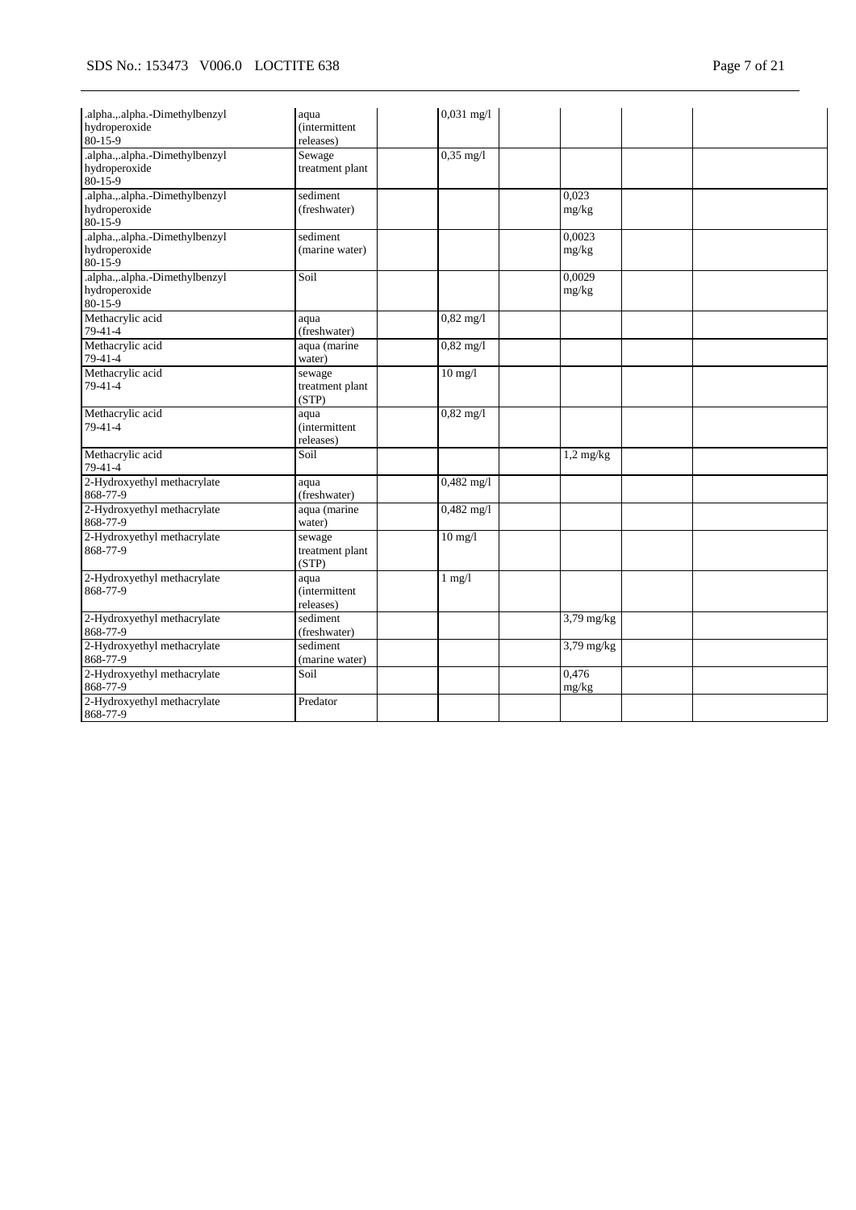| | | | | | | | |
|---|---|---|---|---|---|---|---|
| .alpha.,.alpha.-Dimethylbenzyl hydroperoxide 80-15-9 | aqua (intermittent releases) | | 0,031 mg/l | | | | |
| .alpha.,.alpha.-Dimethylbenzyl hydroperoxide 80-15-9 | Sewage treatment plant | | 0,35 mg/l | | | | |
| .alpha.,.alpha.-Dimethylbenzyl hydroperoxide 80-15-9 | sediment (freshwater) | | | | 0,023 mg/kg | | |
| .alpha.,.alpha.-Dimethylbenzyl hydroperoxide 80-15-9 | sediment (marine water) | | | | 0,0023 mg/kg | | |
| .alpha.,.alpha.-Dimethylbenzyl hydroperoxide 80-15-9 | Soil | | | | 0,0029 mg/kg | | |
| Methacrylic acid 79-41-4 | aqua (freshwater) | | 0,82 mg/l | | | | |
| Methacrylic acid 79-41-4 | aqua (marine water) | | 0,82 mg/l | | | | |
| Methacrylic acid 79-41-4 | sewage treatment plant (STP) | | 10 mg/l | | | | |
| Methacrylic acid 79-41-4 | aqua (intermittent releases) | | 0,82 mg/l | | | | |
| Methacrylic acid 79-41-4 | Soil | | | | 1,2 mg/kg | | |
| 2-Hydroxyethyl methacrylate 868-77-9 | aqua (freshwater) | | 0,482 mg/l | | | | |
| 2-Hydroxyethyl methacrylate 868-77-9 | aqua (marine water) | | 0,482 mg/l | | | | |
| 2-Hydroxyethyl methacrylate 868-77-9 | sewage treatment plant (STP) | | 10 mg/l | | | | |
| 2-Hydroxyethyl methacrylate 868-77-9 | aqua (intermittent releases) | | 1 mg/l | | | | |
| 2-Hydroxyethyl methacrylate 868-77-9 | sediment (freshwater) | | | | 3,79 mg/kg | | |
| 2-Hydroxyethyl methacrylate 868-77-9 | sediment (marine water) | | | | 3,79 mg/kg | | |
| 2-Hydroxyethyl methacrylate 868-77-9 | Soil | | | | 0,476 mg/kg | | |
| 2-Hydroxyethyl methacrylate 868-77-9 | Predator | | | | | | |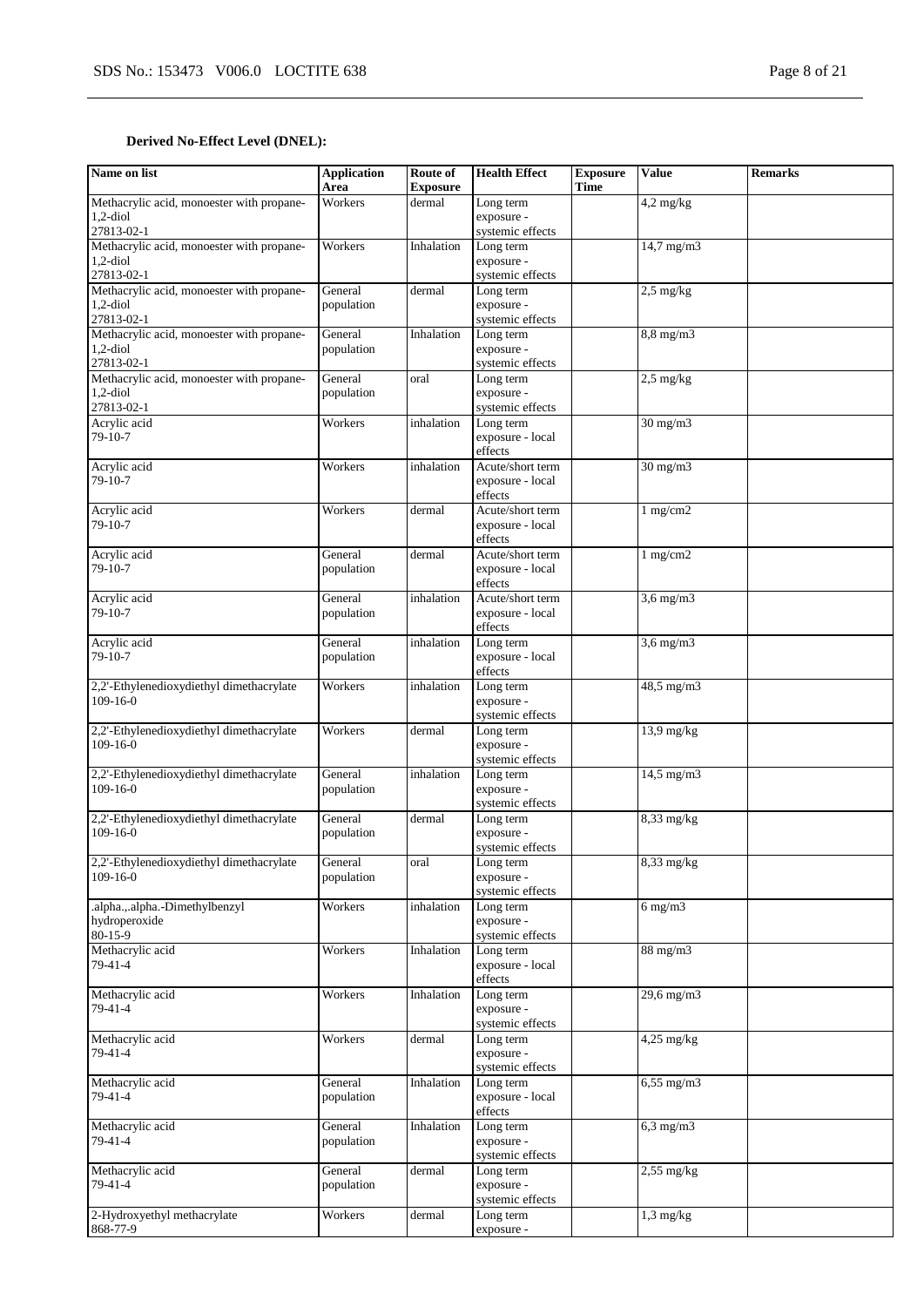**Derived No-Effect Level (DNEL):**

| Name on list | Application Area | Route of Exposure | Health Effect | Exposure Time | Value | Remarks |
|---|---|---|---|---|---|---|
| Methacrylic acid, monoester with propane-1,2-diol 27813-02-1 | Workers | dermal | Long term exposure - systemic effects | | 4,2 mg/kg | |
| Methacrylic acid, monoester with propane-1,2-diol 27813-02-1 | Workers | Inhalation | Long term exposure - systemic effects | | 14,7 mg/m3 | |
| Methacrylic acid, monoester with propane-1,2-diol 27813-02-1 | General population | dermal | Long term exposure - systemic effects | | 2,5 mg/kg | |
| Methacrylic acid, monoester with propane-1,2-diol 27813-02-1 | General population | Inhalation | Long term exposure - systemic effects | | 8,8 mg/m3 | |
| Methacrylic acid, monoester with propane-1,2-diol 27813-02-1 | General population | oral | Long term exposure - systemic effects | | 2,5 mg/kg | |
| Acrylic acid 79-10-7 | Workers | inhalation | Long term exposure - local effects | | 30 mg/m3 | |
| Acrylic acid 79-10-7 | Workers | inhalation | Acute/short term exposure - local effects | | 30 mg/m3 | |
| Acrylic acid 79-10-7 | Workers | dermal | Acute/short term exposure - local effects | | 1 mg/cm2 | |
| Acrylic acid 79-10-7 | General population | dermal | Acute/short term exposure - local effects | | 1 mg/cm2 | |
| Acrylic acid 79-10-7 | General population | inhalation | Acute/short term exposure - local effects | | 3,6 mg/m3 | |
| Acrylic acid 79-10-7 | General population | inhalation | Long term exposure - local effects | | 3,6 mg/m3 | |
| 2,2'-Ethylenedioxydiethyl dimethacrylate 109-16-0 | Workers | inhalation | Long term exposure - systemic effects | | 48,5 mg/m3 | |
| 2,2'-Ethylenedioxydiethyl dimethacrylate 109-16-0 | Workers | dermal | Long term exposure - systemic effects | | 13,9 mg/kg | |
| 2,2'-Ethylenedioxydiethyl dimethacrylate 109-16-0 | General population | inhalation | Long term exposure - systemic effects | | 14,5 mg/m3 | |
| 2,2'-Ethylenedioxydiethyl dimethacrylate 109-16-0 | General population | dermal | Long term exposure - systemic effects | | 8,33 mg/kg | |
| 2,2'-Ethylenedioxydiethyl dimethacrylate 109-16-0 | General population | oral | Long term exposure - systemic effects | | 8,33 mg/kg | |
| .alpha.,.alpha.-Dimethylbenzyl hydroperoxide 80-15-9 | Workers | inhalation | Long term exposure - systemic effects | | 6 mg/m3 | |
| Methacrylic acid 79-41-4 | Workers | Inhalation | Long term exposure - local effects | | 88 mg/m3 | |
| Methacrylic acid 79-41-4 | Workers | Inhalation | Long term exposure - systemic effects | | 29,6 mg/m3 | |
| Methacrylic acid 79-41-4 | Workers | dermal | Long term exposure - systemic effects | | 4,25 mg/kg | |
| Methacrylic acid 79-41-4 | General population | Inhalation | Long term exposure - local effects | | 6,55 mg/m3 | |
| Methacrylic acid 79-41-4 | General population | Inhalation | Long term exposure - systemic effects | | 6,3 mg/m3 | |
| Methacrylic acid 79-41-4 | General population | dermal | Long term exposure - systemic effects | | 2,55 mg/kg | |
| 2-Hydroxyethyl methacrylate 868-77-9 | Workers | dermal | Long term exposure - | | 1,3 mg/kg | |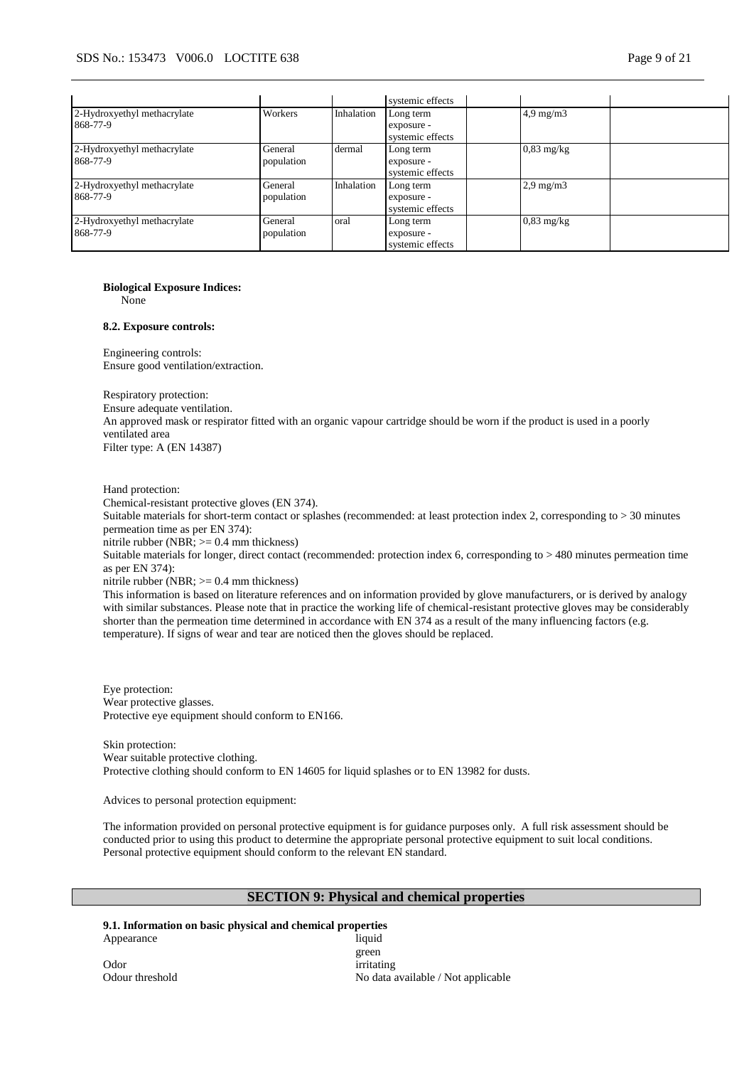| | | | systemic effects | | | |
|---|---|---|---|---|---|---|
| 2-Hydroxyethyl methacrylate 868-77-9 | Workers | Inhalation | Long term exposure - systemic effects | | 4,9 mg/m3 | |
| 2-Hydroxyethyl methacrylate 868-77-9 | General population | dermal | Long term exposure - systemic effects | | 0,83 mg/kg | |
| 2-Hydroxyethyl methacrylate 868-77-9 | General population | Inhalation | Long term exposure - systemic effects | | 2,9 mg/m3 | |
| 2-Hydroxyethyl methacrylate 868-77-9 | General population | oral | Long term exposure - systemic effects | | 0,83 mg/kg | |

**Biological Exposure Indices:**
None

**8.2. Exposure controls:**

Engineering controls:
Ensure good ventilation/extraction.

Respiratory protection:
Ensure adequate ventilation.
An approved mask or respirator fitted with an organic vapour cartridge should be worn if the product is used in a poorly ventilated area
Filter type: A (EN 14387)

Hand protection:
Chemical-resistant protective gloves (EN 374).
Suitable materials for short-term contact or splashes (recommended: at least protection index 2, corresponding to > 30 minutes permeation time as per EN 374):
nitrile rubber (NBR; >= 0.4 mm thickness)
Suitable materials for longer, direct contact (recommended: protection index 6, corresponding to > 480 minutes permeation time as per EN 374):
nitrile rubber (NBR; >= 0.4 mm thickness)
This information is based on literature references and on information provided by glove manufacturers, or is derived by analogy with similar substances. Please note that in practice the working life of chemical-resistant protective gloves may be considerably shorter than the permeation time determined in accordance with EN 374 as a result of the many influencing factors (e.g. temperature). If signs of wear and tear are noticed then the gloves should be replaced.

Eye protection:
Wear protective glasses.
Protective eye equipment should conform to EN166.

Skin protection:
Wear suitable protective clothing.
Protective clothing should conform to EN 14605 for liquid splashes or to EN 13982 for dusts.

Advices to personal protection equipment:

The information provided on personal protective equipment is for guidance purposes only. A full risk assessment should be conducted prior to using this product to determine the appropriate personal protective equipment to suit local conditions. Personal protective equipment should conform to the relevant EN standard.

## SECTION 9: Physical and chemical properties

**9.1. Information on basic physical and chemical properties**

| | |
|---|---|
| Appearance | liquid<br>green |
| Odor | irritating |
| Odour threshold | No data available / Not applicable |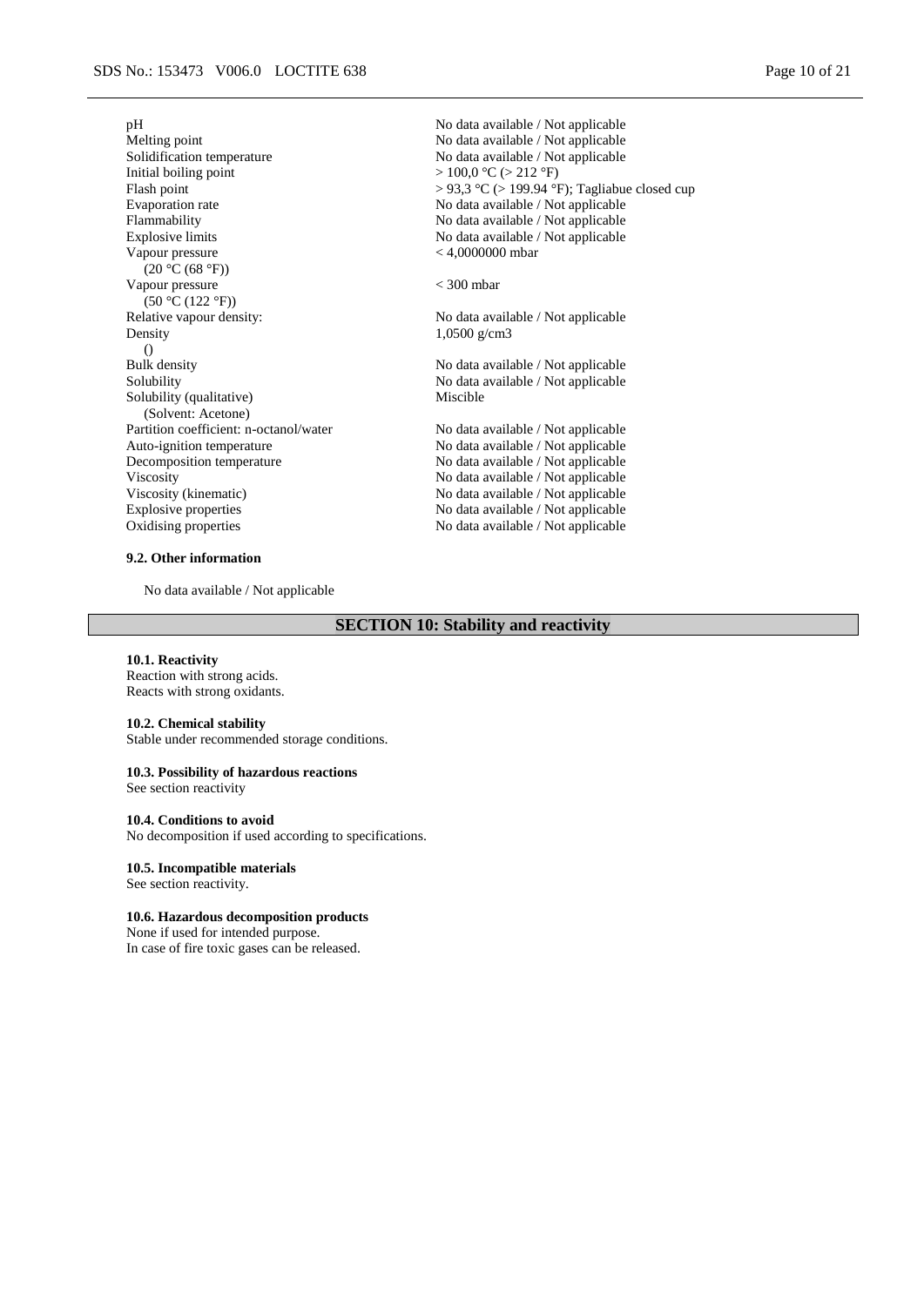| Property | Value |
| --- | --- |
| pH | No data available / Not applicable |
| Melting point | No data available / Not applicable |
| Solidification temperature | No data available / Not applicable |
| Initial boiling point | > 100,0 °C (> 212 °F) |
| Flash point | > 93,3 °C (> 199.94 °F); Tagliabue closed cup |
| Evaporation rate | No data available / Not applicable |
| Flammability | No data available / Not applicable |
| Explosive limits | No data available / Not applicable |
| Vapour pressure (20 °C (68 °F)) | < 4,0000000 mbar |
| Vapour pressure (50 °C (122 °F)) | < 300 mbar |
| Relative vapour density: | No data available / Not applicable |
| Density () | 1,0500 g/cm3 |
| Bulk density | No data available / Not applicable |
| Solubility | No data available / Not applicable |
| Solubility (qualitative) (Solvent: Acetone) | Miscible |
| Partition coefficient: n-octanol/water | No data available / Not applicable |
| Auto-ignition temperature | No data available / Not applicable |
| Decomposition temperature | No data available / Not applicable |
| Viscosity | No data available / Not applicable |
| Viscosity (kinematic) | No data available / Not applicable |
| Explosive properties | No data available / Not applicable |
| Oxidising properties | No data available / Not applicable |

### 9.2. Other information

No data available / Not applicable

## SECTION 10: Stability and reactivity

### 10.1. Reactivity

Reaction with strong acids.
Reacts with strong oxidants.

### 10.2. Chemical stability

Stable under recommended storage conditions.

### 10.3. Possibility of hazardous reactions

See section reactivity

### 10.4. Conditions to avoid

No decomposition if used according to specifications.

### 10.5. Incompatible materials

See section reactivity.

### 10.6. Hazardous decomposition products

None if used for intended purpose.
In case of fire toxic gases can be released.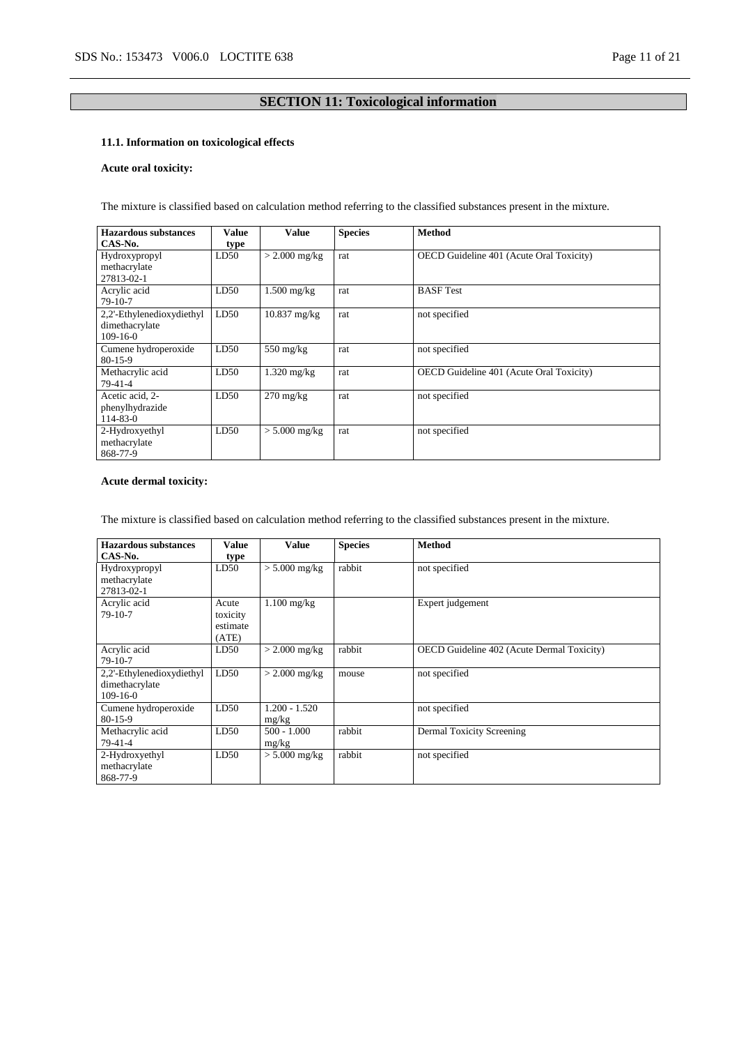## SECTION 11: Toxicological information

### 11.1. Information on toxicological effects

**Acute oral toxicity:**

The mixture is classified based on calculation method referring to the classified substances present in the mixture.

| Hazardous substances CAS-No. | Value type | Value | Species | Method |
|---|---|---|---|---|
| Hydroxypropyl methacrylate 27813-02-1 | LD50 | > 2.000 mg/kg | rat | OECD Guideline 401 (Acute Oral Toxicity) |
| Acrylic acid 79-10-7 | LD50 | 1.500 mg/kg | rat | BASF Test |
| 2,2'-Ethylenedioxydiethyl dimethacrylate 109-16-0 | LD50 | 10.837 mg/kg | rat | not specified |
| Cumene hydroperoxide 80-15-9 | LD50 | 550 mg/kg | rat | not specified |
| Methacrylic acid 79-41-4 | LD50 | 1.320 mg/kg | rat | OECD Guideline 401 (Acute Oral Toxicity) |
| Acetic acid, 2-phenylhydrazide 114-83-0 | LD50 | 270 mg/kg | rat | not specified |
| 2-Hydroxyethyl methacrylate 868-77-9 | LD50 | > 5.000 mg/kg | rat | not specified |

**Acute dermal toxicity:**

The mixture is classified based on calculation method referring to the classified substances present in the mixture.

| Hazardous substances CAS-No. | Value type | Value | Species | Method |
|---|---|---|---|---|
| Hydroxypropyl methacrylate 27813-02-1 | LD50 | > 5.000 mg/kg | rabbit | not specified |
| Acrylic acid 79-10-7 | Acute toxicity estimate (ATE) | 1.100 mg/kg | | Expert judgement |
| Acrylic acid 79-10-7 | LD50 | > 2.000 mg/kg | rabbit | OECD Guideline 402 (Acute Dermal Toxicity) |
| 2,2'-Ethylenedioxydiethyl dimethacrylate 109-16-0 | LD50 | > 2.000 mg/kg | mouse | not specified |
| Cumene hydroperoxide 80-15-9 | LD50 | 1.200 - 1.520 mg/kg | | not specified |
| Methacrylic acid 79-41-4 | LD50 | 500 - 1.000 mg/kg | rabbit | Dermal Toxicity Screening |
| 2-Hydroxyethyl methacrylate 868-77-9 | LD50 | > 5.000 mg/kg | rabbit | not specified |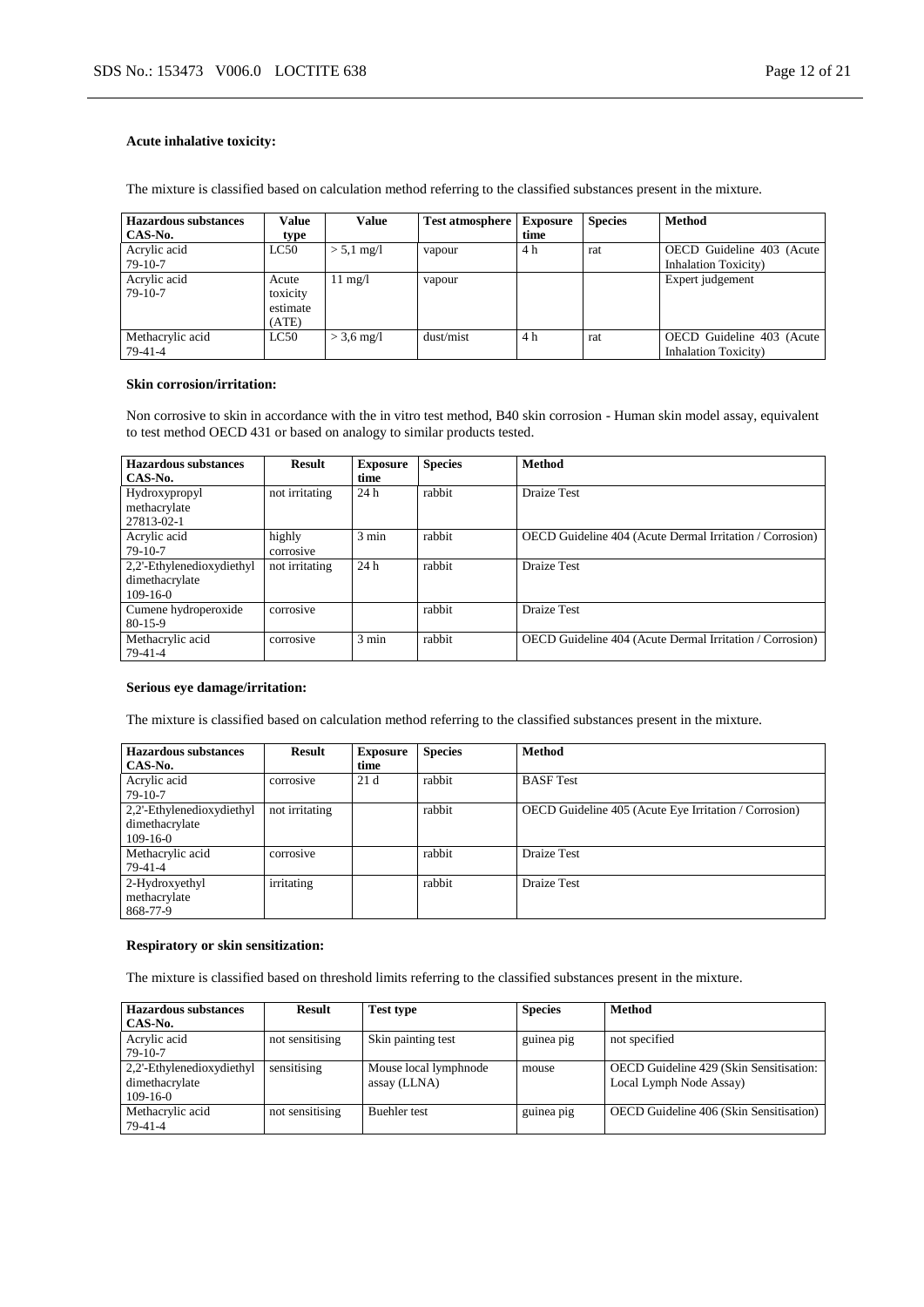**Acute inhalative toxicity:**

The mixture is classified based on calculation method referring to the classified substances present in the mixture.

| Hazardous substances CAS-No. | Value type | Value | Test atmosphere | Exposure time | Species | Method |
|---|---|---|---|---|---|---|
| Acrylic acid 79-10-7 | LC50 | > 5,1 mg/l | vapour | 4 h | rat | OECD Guideline 403 (Acute Inhalation Toxicity) |
| Acrylic acid 79-10-7 | Acute toxicity estimate (ATE) | 11 mg/l | vapour | | | Expert judgement |
| Methacrylic acid 79-41-4 | LC50 | > 3,6 mg/l | dust/mist | 4 h | rat | OECD Guideline 403 (Acute Inhalation Toxicity) |

**Skin corrosion/irritation:**

Non corrosive to skin in accordance with the in vitro test method, B40 skin corrosion - Human skin model assay, equivalent to test method OECD 431 or based on analogy to similar products tested.

| Hazardous substances CAS-No. | Result | Exposure time | Species | Method |
|---|---|---|---|---|
| Hydroxypropyl methacrylate 27813-02-1 | not irritating | 24 h | rabbit | Draize Test |
| Acrylic acid 79-10-7 | highly corrosive | 3 min | rabbit | OECD Guideline 404 (Acute Dermal Irritation / Corrosion) |
| 2,2'-Ethylenedioxydiethyl dimethacrylate 109-16-0 | not irritating | 24 h | rabbit | Draize Test |
| Cumene hydroperoxide 80-15-9 | corrosive | | rabbit | Draize Test |
| Methacrylic acid 79-41-4 | corrosive | 3 min | rabbit | OECD Guideline 404 (Acute Dermal Irritation / Corrosion) |

**Serious eye damage/irritation:**

The mixture is classified based on calculation method referring to the classified substances present in the mixture.

| Hazardous substances CAS-No. | Result | Exposure time | Species | Method |
|---|---|---|---|---|
| Acrylic acid 79-10-7 | corrosive | 21 d | rabbit | BASF Test |
| 2,2'-Ethylenedioxydiethyl dimethacrylate 109-16-0 | not irritating | | rabbit | OECD Guideline 405 (Acute Eye Irritation / Corrosion) |
| Methacrylic acid 79-41-4 | corrosive | | rabbit | Draize Test |
| 2-Hydroxyethyl methacrylate 868-77-9 | irritating | | rabbit | Draize Test |

**Respiratory or skin sensitization:**

The mixture is classified based on threshold limits referring to the classified substances present in the mixture.

| Hazardous substances CAS-No. | Result | Test type | Species | Method |
|---|---|---|---|---|
| Acrylic acid 79-10-7 | not sensitising | Skin painting test | guinea pig | not specified |
| 2,2'-Ethylenedioxydiethyl dimethacrylate 109-16-0 | sensitising | Mouse local lymphnode assay (LLNA) | mouse | OECD Guideline 429 (Skin Sensitisation: Local Lymph Node Assay) |
| Methacrylic acid 79-41-4 | not sensitising | Buehler test | guinea pig | OECD Guideline 406 (Skin Sensitisation) |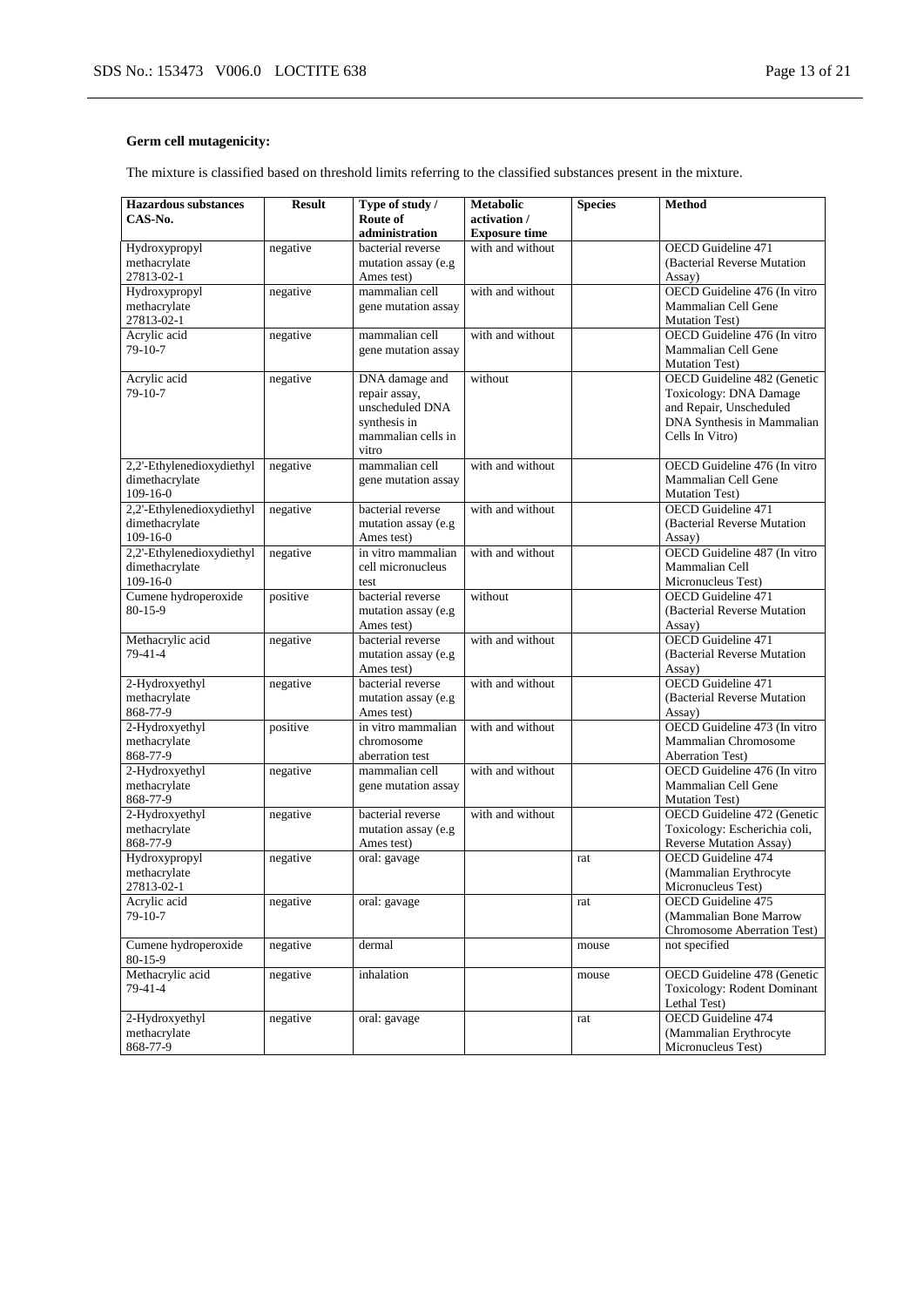**Germ cell mutagenicity:**

The mixture is classified based on threshold limits referring to the classified substances present in the mixture.

| Hazardous substances CAS-No. | Result | Type of study / Route of administration | Metabolic activation / Exposure time | Species | Method |
|---|---|---|---|---|---|
| Hydroxypropyl methacrylate 27813-02-1 | negative | bacterial reverse mutation assay (e.g Ames test) | with and without | | OECD Guideline 471 (Bacterial Reverse Mutation Assay) |
| Hydroxypropyl methacrylate 27813-02-1 | negative | mammalian cell gene mutation assay | with and without | | OECD Guideline 476 (In vitro Mammalian Cell Gene Mutation Test) |
| Acrylic acid 79-10-7 | negative | mammalian cell gene mutation assay | with and without | | OECD Guideline 476 (In vitro Mammalian Cell Gene Mutation Test) |
| Acrylic acid 79-10-7 | negative | DNA damage and repair assay, unscheduled DNA synthesis in mammalian cells in vitro | without | | OECD Guideline 482 (Genetic Toxicology: DNA Damage and Repair, Unscheduled DNA Synthesis in Mammalian Cells In Vitro) |
| 2,2'-Ethylenedioxydiethyl dimethacrylate 109-16-0 | negative | mammalian cell gene mutation assay | with and without | | OECD Guideline 476 (In vitro Mammalian Cell Gene Mutation Test) |
| 2,2'-Ethylenedioxydiethyl dimethacrylate 109-16-0 | negative | bacterial reverse mutation assay (e.g Ames test) | with and without | | OECD Guideline 471 (Bacterial Reverse Mutation Assay) |
| 2,2'-Ethylenedioxydiethyl dimethacrylate 109-16-0 | negative | in vitro mammalian cell micronucleus test | with and without | | OECD Guideline 487 (In vitro Mammalian Cell Micronucleus Test) |
| Cumene hydroperoxide 80-15-9 | positive | bacterial reverse mutation assay (e.g Ames test) | without | | OECD Guideline 471 (Bacterial Reverse Mutation Assay) |
| Methacrylic acid 79-41-4 | negative | bacterial reverse mutation assay (e.g Ames test) | with and without | | OECD Guideline 471 (Bacterial Reverse Mutation Assay) |
| 2-Hydroxyethyl methacrylate 868-77-9 | negative | bacterial reverse mutation assay (e.g Ames test) | with and without | | OECD Guideline 471 (Bacterial Reverse Mutation Assay) |
| 2-Hydroxyethyl methacrylate 868-77-9 | positive | in vitro mammalian chromosome aberration test | with and without | | OECD Guideline 473 (In vitro Mammalian Chromosome Aberration Test) |
| 2-Hydroxyethyl methacrylate 868-77-9 | negative | mammalian cell gene mutation assay | with and without | | OECD Guideline 476 (In vitro Mammalian Cell Gene Mutation Test) |
| 2-Hydroxyethyl methacrylate 868-77-9 | negative | bacterial reverse mutation assay (e.g Ames test) | with and without | | OECD Guideline 472 (Genetic Toxicology: Escherichia coli, Reverse Mutation Assay) |
| Hydroxypropyl methacrylate 27813-02-1 | negative | oral: gavage | | rat | OECD Guideline 474 (Mammalian Erythrocyte Micronucleus Test) |
| Acrylic acid 79-10-7 | negative | oral: gavage | | rat | OECD Guideline 475 (Mammalian Bone Marrow Chromosome Aberration Test) |
| Cumene hydroperoxide 80-15-9 | negative | dermal | | mouse | not specified |
| Methacrylic acid 79-41-4 | negative | inhalation | | mouse | OECD Guideline 478 (Genetic Toxicology: Rodent Dominant Lethal Test) |
| 2-Hydroxyethyl methacrylate 868-77-9 | negative | oral: gavage | | rat | OECD Guideline 474 (Mammalian Erythrocyte Micronucleus Test) |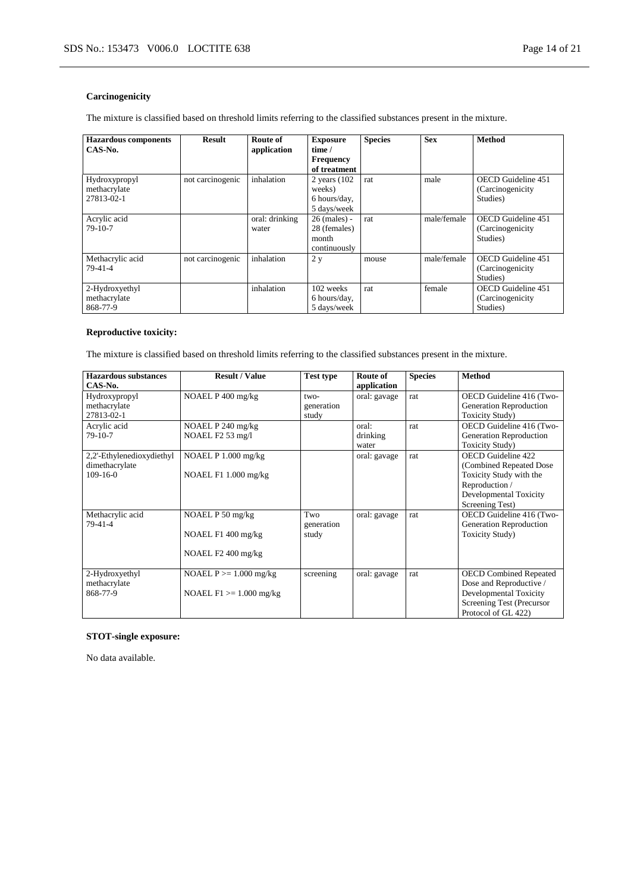### Carcinogenicity

The mixture is classified based on threshold limits referring to the classified substances present in the mixture.

| Hazardous components CAS-No. | Result | Route of application | Exposure time / Frequency of treatment | Species | Sex | Method |
|---|---|---|---|---|---|---|
| Hydroxypropyl methacrylate 27813-02-1 | not carcinogenic | inhalation | 2 years (102 weeks) 6 hours/day, 5 days/week | rat | male | OECD Guideline 451 (Carcinogenicity Studies) |
| Acrylic acid 79-10-7 | | oral: drinking water | 26 (males) - 28 (females) month continuously | rat | male/female | OECD Guideline 451 (Carcinogenicity Studies) |
| Methacrylic acid 79-41-4 | not carcinogenic | inhalation | 2 y | mouse | male/female | OECD Guideline 451 (Carcinogenicity Studies) |
| 2-Hydroxyethyl methacrylate 868-77-9 | | inhalation | 102 weeks 6 hours/day, 5 days/week | rat | female | OECD Guideline 451 (Carcinogenicity Studies) |

### Reproductive toxicity:

The mixture is classified based on threshold limits referring to the classified substances present in the mixture.

| Hazardous substances CAS-No. | Result / Value | Test type | Route of application | Species | Method |
|---|---|---|---|---|---|
| Hydroxypropyl methacrylate 27813-02-1 | NOAEL P 400 mg/kg | two-generation study | oral: gavage | rat | OECD Guideline 416 (Two-Generation Reproduction Toxicity Study) |
| Acrylic acid 79-10-7 | NOAEL P 240 mg/kg<br>NOAEL F2 53 mg/l | | oral: drinking water | rat | OECD Guideline 416 (Two-Generation Reproduction Toxicity Study) |
| 2,2'-Ethylenedioxydiethyl dimethacrylate 109-16-0 | NOAEL P 1.000 mg/kg<br><br>NOAEL F1 1.000 mg/kg | | oral: gavage | rat | OECD Guideline 422 (Combined Repeated Dose Toxicity Study with the Reproduction / Developmental Toxicity Screening Test) |
| Methacrylic acid 79-41-4 | NOAEL P 50 mg/kg<br><br>NOAEL F1 400 mg/kg<br><br>NOAEL F2 400 mg/kg | Two generation study | oral: gavage | rat | OECD Guideline 416 (Two-Generation Reproduction Toxicity Study) |
| 2-Hydroxyethyl methacrylate 868-77-9 | NOAEL P >= 1.000 mg/kg<br><br>NOAEL F1 >= 1.000 mg/kg | screening | oral: gavage | rat | OECD Combined Repeated Dose and Reproductive / Developmental Toxicity Screening Test (Precursor Protocol of GL 422) |

### STOT-single exposure:

No data available.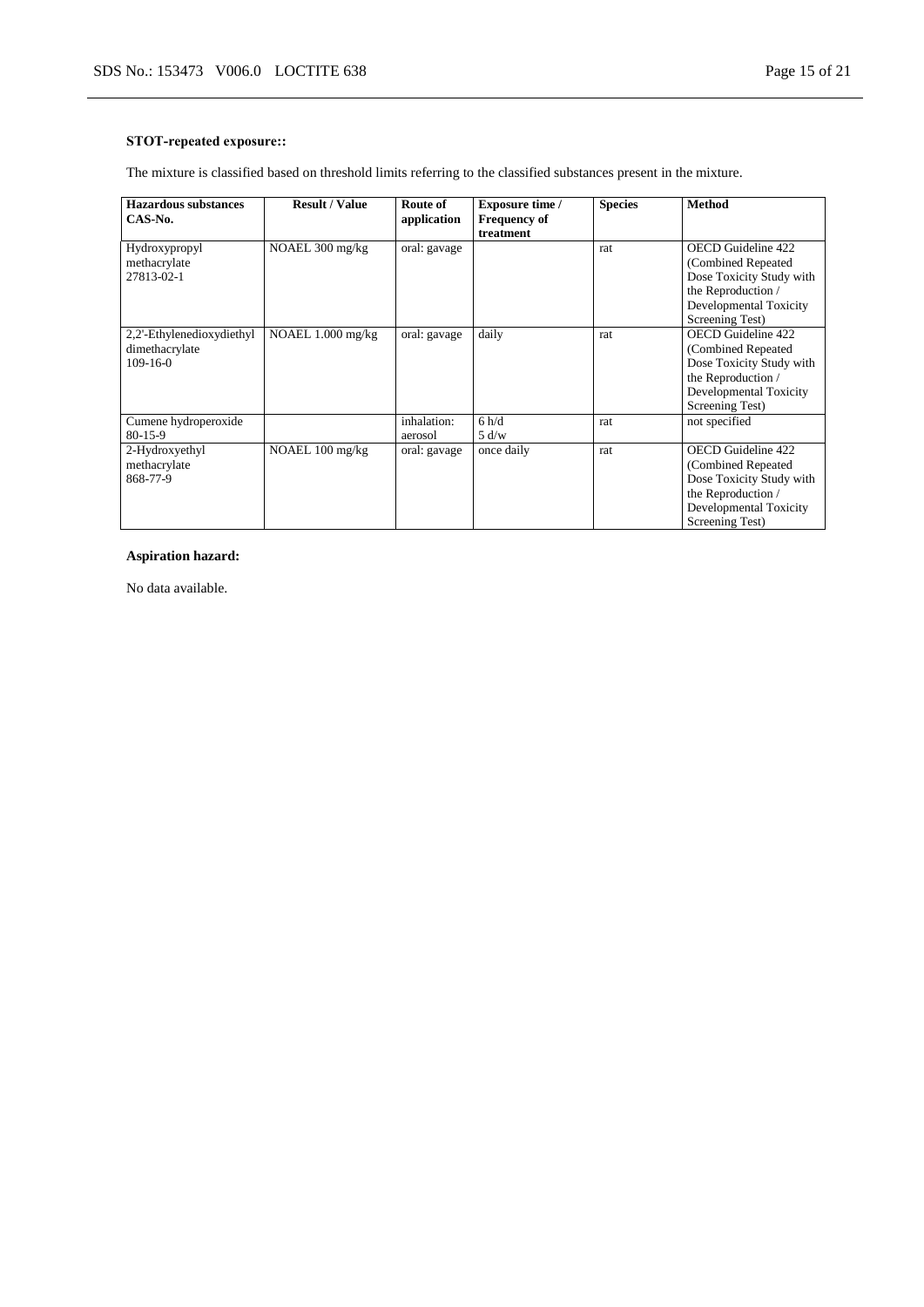**STOT-repeated exposure::**

The mixture is classified based on threshold limits referring to the classified substances present in the mixture.

| Hazardous substances CAS-No. | Result / Value | Route of application | Exposure time / Frequency of treatment | Species | Method |
| --- | --- | --- | --- | --- | --- |
| Hydroxypropyl methacrylate 27813-02-1 | NOAEL 300 mg/kg | oral: gavage | | rat | OECD Guideline 422 (Combined Repeated Dose Toxicity Study with the Reproduction / Developmental Toxicity Screening Test) |
| 2,2'-Ethylenedioxydiethyl dimethacrylate 109-16-0 | NOAEL 1.000 mg/kg | oral: gavage | daily | rat | OECD Guideline 422 (Combined Repeated Dose Toxicity Study with the Reproduction / Developmental Toxicity Screening Test) |
| Cumene hydroperoxide 80-15-9 | | inhalation: aerosol | 6 h/d 5 d/w | rat | not specified |
| 2-Hydroxyethyl methacrylate 868-77-9 | NOAEL 100 mg/kg | oral: gavage | once daily | rat | OECD Guideline 422 (Combined Repeated Dose Toxicity Study with the Reproduction / Developmental Toxicity Screening Test) |

**Aspiration hazard:**

No data available.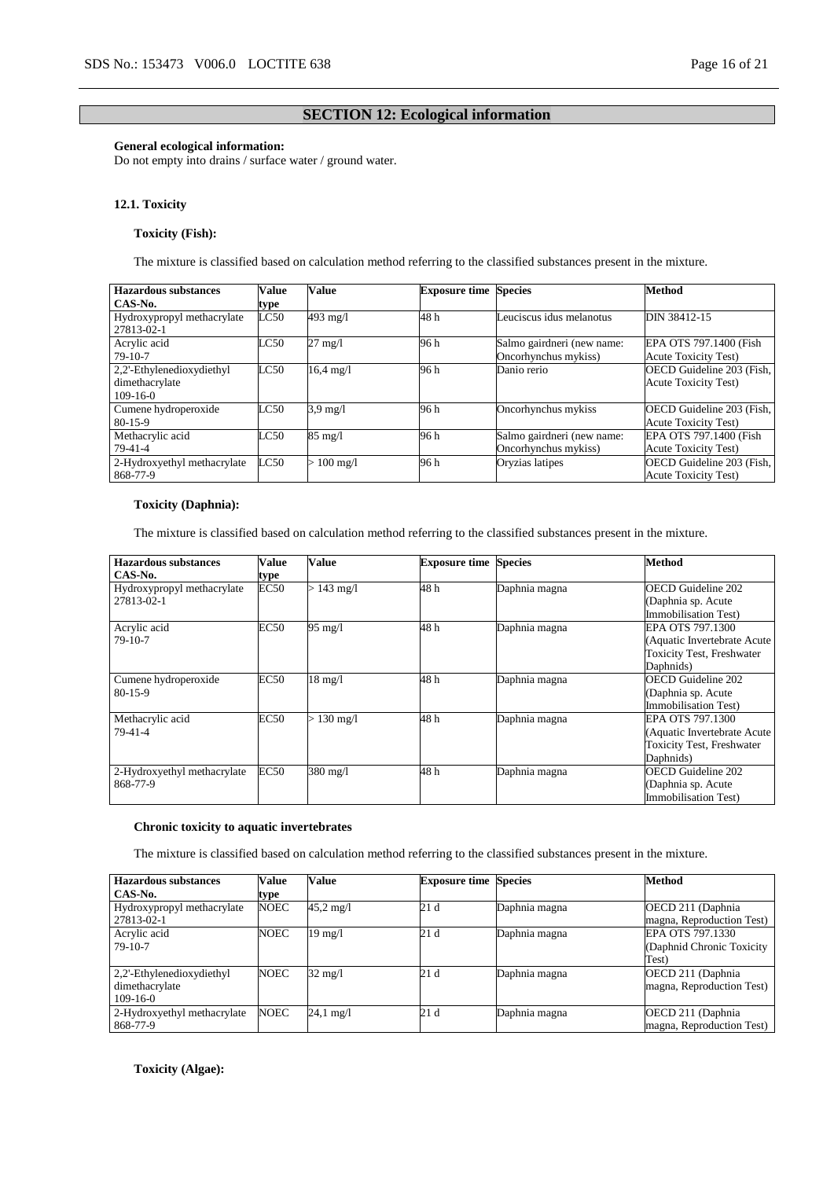## SECTION 12: Ecological information

**General ecological information:**
Do not empty into drains / surface water / ground water.

### 12.1. Toxicity

**Toxicity (Fish):**

The mixture is classified based on calculation method referring to the classified substances present in the mixture.

| Hazardous substances CAS-No. | Value type | Value | Exposure time | Species | Method |
|---|---|---|---|---|---|
| Hydroxypropyl methacrylate 27813-02-1 | LC50 | 493 mg/l | 48 h | Leuciscus idus melanotus | DIN 38412-15 |
| Acrylic acid 79-10-7 | LC50 | 27 mg/l | 96 h | Salmo gairdneri (new name: Oncorhynchus mykiss) | EPA OTS 797.1400 (Fish Acute Toxicity Test) |
| 2,2'-Ethylenedioxydiethyl dimethacrylate 109-16-0 | LC50 | 16,4 mg/l | 96 h | Danio rerio | OECD Guideline 203 (Fish, Acute Toxicity Test) |
| Cumene hydroperoxide 80-15-9 | LC50 | 3,9 mg/l | 96 h | Oncorhynchus mykiss | OECD Guideline 203 (Fish, Acute Toxicity Test) |
| Methacrylic acid 79-41-4 | LC50 | 85 mg/l | 96 h | Salmo gairdneri (new name: Oncorhynchus mykiss) | EPA OTS 797.1400 (Fish Acute Toxicity Test) |
| 2-Hydroxyethyl methacrylate 868-77-9 | LC50 | > 100 mg/l | 96 h | Oryzias latipes | OECD Guideline 203 (Fish, Acute Toxicity Test) |

**Toxicity (Daphnia):**

The mixture is classified based on calculation method referring to the classified substances present in the mixture.

| Hazardous substances CAS-No. | Value type | Value | Exposure time | Species | Method |
|---|---|---|---|---|---|
| Hydroxypropyl methacrylate 27813-02-1 | EC50 | > 143 mg/l | 48 h | Daphnia magna | OECD Guideline 202 (Daphnia sp. Acute Immobilisation Test) |
| Acrylic acid 79-10-7 | EC50 | 95 mg/l | 48 h | Daphnia magna | EPA OTS 797.1300 (Aquatic Invertebrate Acute Toxicity Test, Freshwater Daphnids) |
| Cumene hydroperoxide 80-15-9 | EC50 | 18 mg/l | 48 h | Daphnia magna | OECD Guideline 202 (Daphnia sp. Acute Immobilisation Test) |
| Methacrylic acid 79-41-4 | EC50 | > 130 mg/l | 48 h | Daphnia magna | EPA OTS 797.1300 (Aquatic Invertebrate Acute Toxicity Test, Freshwater Daphnids) |
| 2-Hydroxyethyl methacrylate 868-77-9 | EC50 | 380 mg/l | 48 h | Daphnia magna | OECD Guideline 202 (Daphnia sp. Acute Immobilisation Test) |

**Chronic toxicity to aquatic invertebrates**

The mixture is classified based on calculation method referring to the classified substances present in the mixture.

| Hazardous substances CAS-No. | Value type | Value | Exposure time | Species | Method |
|---|---|---|---|---|---|
| Hydroxypropyl methacrylate 27813-02-1 | NOEC | 45,2 mg/l | 21 d | Daphnia magna | OECD 211 (Daphnia magna, Reproduction Test) |
| Acrylic acid 79-10-7 | NOEC | 19 mg/l | 21 d | Daphnia magna | EPA OTS 797.1330 (Daphnid Chronic Toxicity Test) |
| 2,2'-Ethylenedioxydiethyl dimethacrylate 109-16-0 | NOEC | 32 mg/l | 21 d | Daphnia magna | OECD 211 (Daphnia magna, Reproduction Test) |
| 2-Hydroxyethyl methacrylate 868-77-9 | NOEC | 24,1 mg/l | 21 d | Daphnia magna | OECD 211 (Daphnia magna, Reproduction Test) |

**Toxicity (Algae):**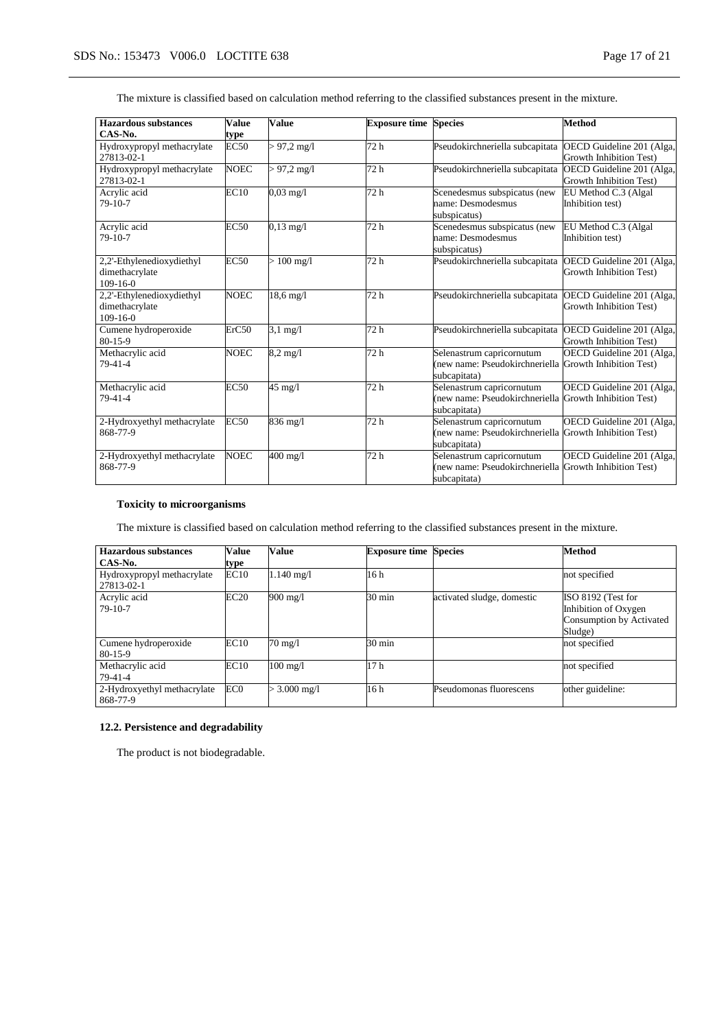The mixture is classified based on calculation method referring to the classified substances present in the mixture.

| Hazardous substances CAS-No. | Value type | Value | Exposure time | Species | Method |
| --- | --- | --- | --- | --- | --- |
| Hydroxypropyl methacrylate 27813-02-1 | EC50 | > 97,2 mg/l | 72 h | Pseudokirchneriella subcapitata | OECD Guideline 201 (Alga, Growth Inhibition Test) |
| Hydroxypropyl methacrylate 27813-02-1 | NOEC | > 97,2 mg/l | 72 h | Pseudokirchneriella subcapitata | OECD Guideline 201 (Alga, Growth Inhibition Test) |
| Acrylic acid 79-10-7 | EC10 | 0,03 mg/l | 72 h | Scenedesmus subspicatus (new name: Desmodesmus subspicatus) | EU Method C.3 (Algal Inhibition test) |
| Acrylic acid 79-10-7 | EC50 | 0,13 mg/l | 72 h | Scenedesmus subspicatus (new name: Desmodesmus subspicatus) | EU Method C.3 (Algal Inhibition test) |
| 2,2'-Ethylenedioxydiethyl dimethacrylate 109-16-0 | EC50 | > 100 mg/l | 72 h | Pseudokirchneriella subcapitata | OECD Guideline 201 (Alga, Growth Inhibition Test) |
| 2,2'-Ethylenedioxydiethyl dimethacrylate 109-16-0 | NOEC | 18,6 mg/l | 72 h | Pseudokirchneriella subcapitata | OECD Guideline 201 (Alga, Growth Inhibition Test) |
| Cumene hydroperoxide 80-15-9 | ErC50 | 3,1 mg/l | 72 h | Pseudokirchneriella subcapitata | OECD Guideline 201 (Alga, Growth Inhibition Test) |
| Methacrylic acid 79-41-4 | NOEC | 8,2 mg/l | 72 h | Selenastrum capricornutum (new name: Pseudokirchneriella subcapitata) | OECD Guideline 201 (Alga, Growth Inhibition Test) |
| Methacrylic acid 79-41-4 | EC50 | 45 mg/l | 72 h | Selenastrum capricornutum (new name: Pseudokirchneriella subcapitata) | OECD Guideline 201 (Alga, Growth Inhibition Test) |
| 2-Hydroxyethyl methacrylate 868-77-9 | EC50 | 836 mg/l | 72 h | Selenastrum capricornutum (new name: Pseudokirchneriella subcapitata) | OECD Guideline 201 (Alga, Growth Inhibition Test) |
| 2-Hydroxyethyl methacrylate 868-77-9 | NOEC | 400 mg/l | 72 h | Selenastrum capricornutum (new name: Pseudokirchneriella subcapitata) | OECD Guideline 201 (Alga, Growth Inhibition Test) |

**Toxicity to microorganisms**

The mixture is classified based on calculation method referring to the classified substances present in the mixture.

| Hazardous substances CAS-No. | Value type | Value | Exposure time | Species | Method |
| --- | --- | --- | --- | --- | --- |
| Hydroxypropyl methacrylate 27813-02-1 | EC10 | 1.140 mg/l | 16 h | | not specified |
| Acrylic acid 79-10-7 | EC20 | 900 mg/l | 30 min | activated sludge, domestic | ISO 8192 (Test for Inhibition of Oxygen Consumption by Activated Sludge) |
| Cumene hydroperoxide 80-15-9 | EC10 | 70 mg/l | 30 min | | not specified |
| Methacrylic acid 79-41-4 | EC10 | 100 mg/l | 17 h | | not specified |
| 2-Hydroxyethyl methacrylate 868-77-9 | EC0 | > 3.000 mg/l | 16 h | Pseudomonas fluorescens | other guideline: |

## 12.2. Persistence and degradability

The product is not biodegradable.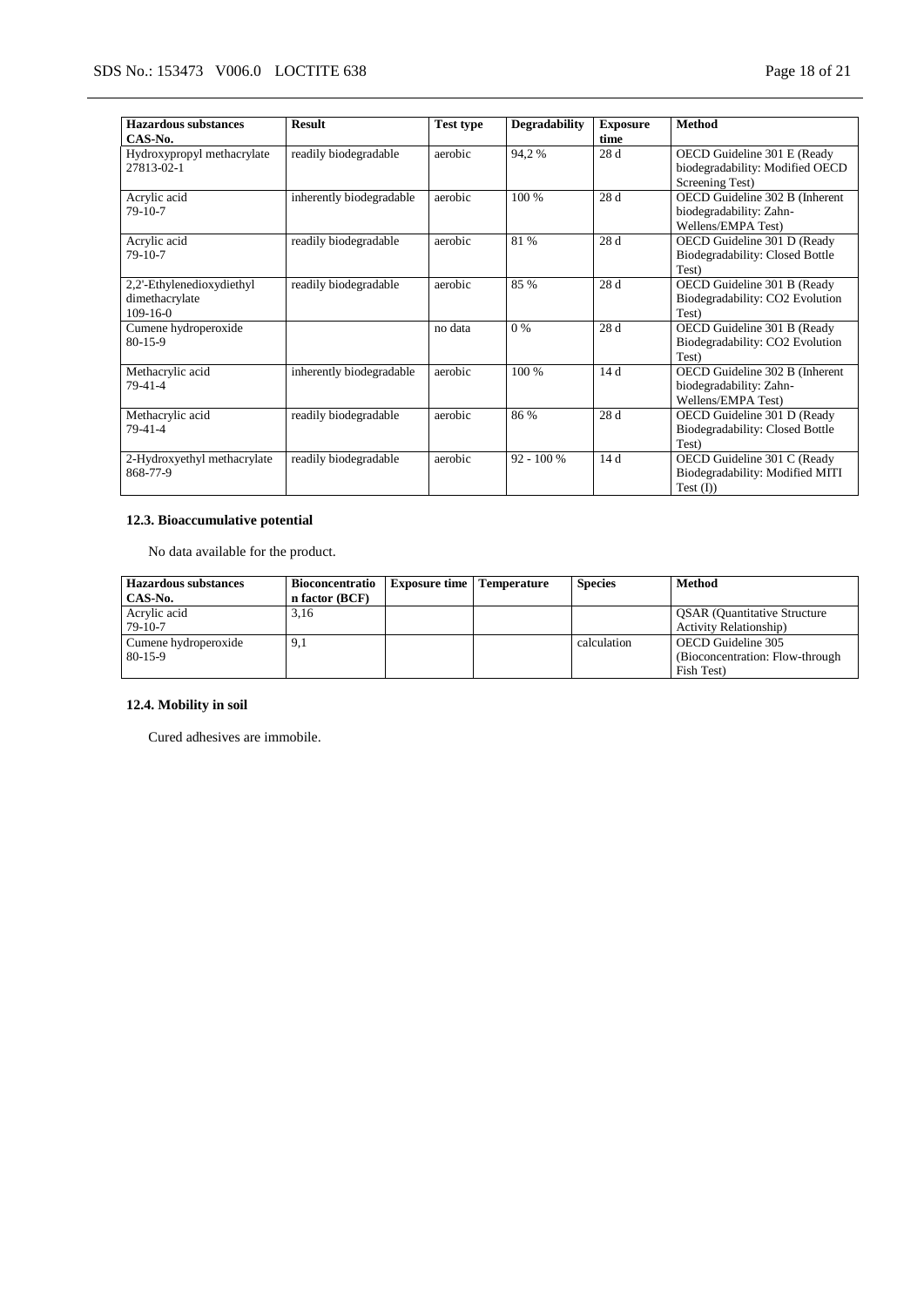| Hazardous substances CAS-No. | Result | Test type | Degradability | Exposure time | Method |
|---|---|---|---|---|---|
| Hydroxypropyl methacrylate 27813-02-1 | readily biodegradable | aerobic | 94,2 % | 28 d | OECD Guideline 301 E (Ready biodegradability: Modified OECD Screening Test) |
| Acrylic acid 79-10-7 | inherently biodegradable | aerobic | 100 % | 28 d | OECD Guideline 302 B (Inherent biodegradability: Zahn-Wellens/EMPA Test) |
| Acrylic acid 79-10-7 | readily biodegradable | aerobic | 81 % | 28 d | OECD Guideline 301 D (Ready Biodegradability: Closed Bottle Test) |
| 2,2'-Ethylenedioxydiethyl dimethacrylate 109-16-0 | readily biodegradable | aerobic | 85 % | 28 d | OECD Guideline 301 B (Ready Biodegradability: CO2 Evolution Test) |
| Cumene hydroperoxide 80-15-9 | | no data | 0 % | 28 d | OECD Guideline 301 B (Ready Biodegradability: CO2 Evolution Test) |
| Methacrylic acid 79-41-4 | inherently biodegradable | aerobic | 100 % | 14 d | OECD Guideline 302 B (Inherent biodegradability: Zahn-Wellens/EMPA Test) |
| Methacrylic acid 79-41-4 | readily biodegradable | aerobic | 86 % | 28 d | OECD Guideline 301 D (Ready Biodegradability: Closed Bottle Test) |
| 2-Hydroxyethyl methacrylate 868-77-9 | readily biodegradable | aerobic | 92 - 100 % | 14 d | OECD Guideline 301 C (Ready Biodegradability: Modified MITI Test (I)) |

### 12.3. Bioaccumulative potential

No data available for the product.

| Hazardous substances CAS-No. | Bioconcentration factor (BCF) | Exposure time | Temperature | Species | Method |
|---|---|---|---|---|---|
| Acrylic acid 79-10-7 | 3,16 | | | | QSAR (Quantitative Structure Activity Relationship) |
| Cumene hydroperoxide 80-15-9 | 9,1 | | | calculation | OECD Guideline 305 (Bioconcentration: Flow-through Fish Test) |

### 12.4. Mobility in soil

Cured adhesives are immobile.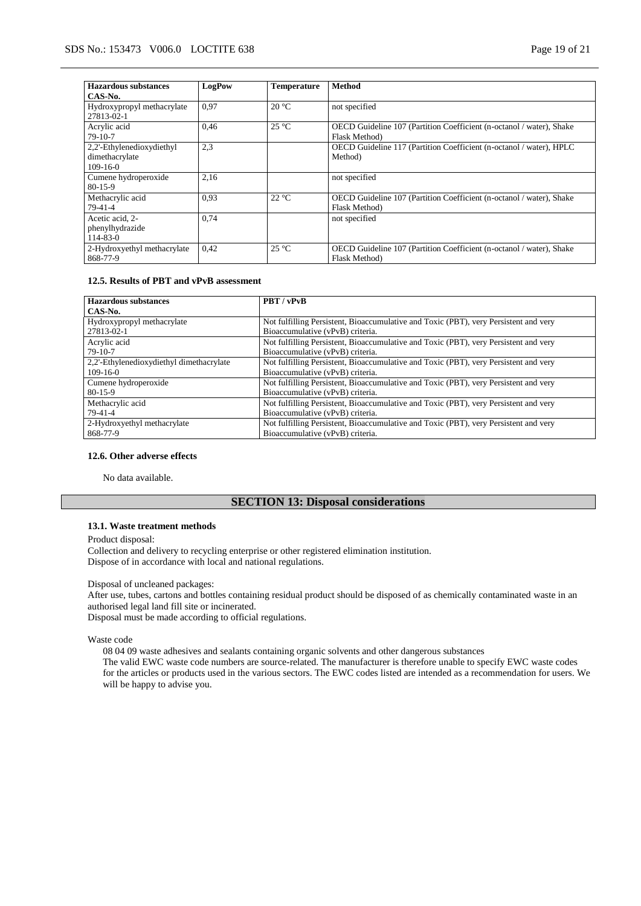| Hazardous substances<br>CAS-No. | LogPow | Temperature | Method |
|---|---|---|---|
| Hydroxypropyl methacrylate<br>27813-02-1 | 0,97 | 20 °C | not specified |
| Acrylic acid<br>79-10-7 | 0,46 | 25 °C | OECD Guideline 107 (Partition Coefficient (n-octanol / water), Shake Flask Method) |
| 2,2'-Ethylenedioxydiethyl dimethacrylate<br>109-16-0 | 2,3 | | OECD Guideline 117 (Partition Coefficient (n-octanol / water), HPLC Method) |
| Cumene hydroperoxide<br>80-15-9 | 2,16 | | not specified |
| Methacrylic acid<br>79-41-4 | 0,93 | 22 °C | OECD Guideline 107 (Partition Coefficient (n-octanol / water), Shake Flask Method) |
| Acetic acid, 2-phenylhydrazide<br>114-83-0 | 0,74 | | not specified |
| 2-Hydroxyethyl methacrylate<br>868-77-9 | 0,42 | 25 °C | OECD Guideline 107 (Partition Coefficient (n-octanol / water), Shake Flask Method) |

#### 12.5. Results of PBT and vPvB assessment

| Hazardous substances<br>CAS-No. | PBT / vPvB |
|---|---|
| Hydroxypropyl methacrylate<br>27813-02-1 | Not fulfilling Persistent, Bioaccumulative and Toxic (PBT), very Persistent and very Bioaccumulative (vPvB) criteria. |
| Acrylic acid<br>79-10-7 | Not fulfilling Persistent, Bioaccumulative and Toxic (PBT), very Persistent and very Bioaccumulative (vPvB) criteria. |
| 2,2'-Ethylenedioxydiethyl dimethacrylate<br>109-16-0 | Not fulfilling Persistent, Bioaccumulative and Toxic (PBT), very Persistent and very Bioaccumulative (vPvB) criteria. |
| Cumene hydroperoxide<br>80-15-9 | Not fulfilling Persistent, Bioaccumulative and Toxic (PBT), very Persistent and very Bioaccumulative (vPvB) criteria. |
| Methacrylic acid<br>79-41-4 | Not fulfilling Persistent, Bioaccumulative and Toxic (PBT), very Persistent and very Bioaccumulative (vPvB) criteria. |
| 2-Hydroxyethyl methacrylate<br>868-77-9 | Not fulfilling Persistent, Bioaccumulative and Toxic (PBT), very Persistent and very Bioaccumulative (vPvB) criteria. |

#### 12.6. Other adverse effects

No data available.

## SECTION 13: Disposal considerations

#### 13.1. Waste treatment methods

Product disposal:
Collection and delivery to recycling enterprise or other registered elimination institution.
Dispose of in accordance with local and national regulations.

Disposal of uncleaned packages:
After use, tubes, cartons and bottles containing residual product should be disposed of as chemically contaminated waste in an authorised legal land fill site or incinerated.
Disposal must be made according to official regulations.

Waste code

08 04 09 waste adhesives and sealants containing organic solvents and other dangerous substances
The valid EWC waste code numbers are source-related. The manufacturer is therefore unable to specify EWC waste codes for the articles or products used in the various sectors. The EWC codes listed are intended as a recommendation for users. We will be happy to advise you.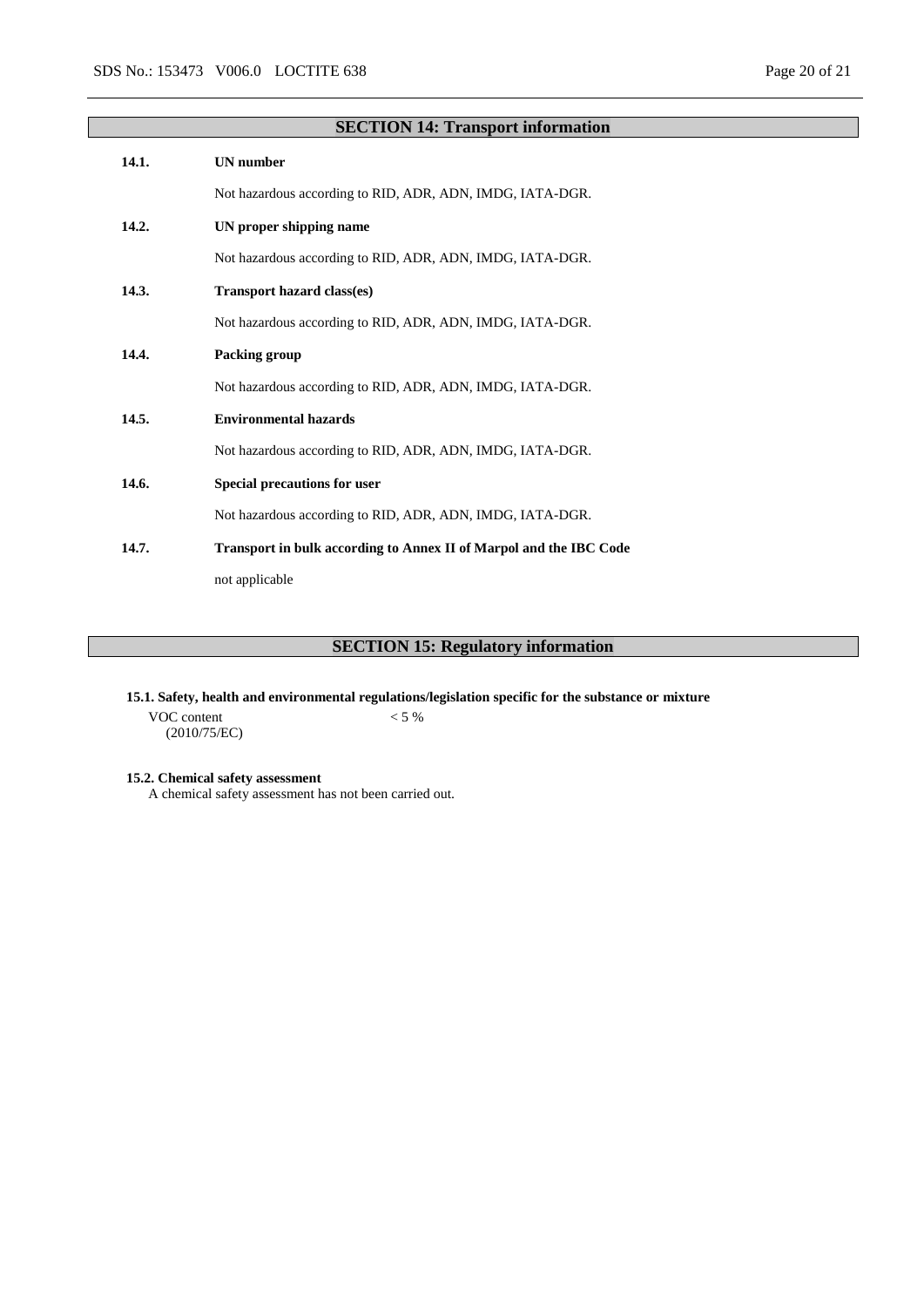## SECTION 14: Transport information

**14.1. UN number**

Not hazardous according to RID, ADR, ADN, IMDG, IATA-DGR.

**14.2. UN proper shipping name**

Not hazardous according to RID, ADR, ADN, IMDG, IATA-DGR.

**14.3. Transport hazard class(es)**

Not hazardous according to RID, ADR, ADN, IMDG, IATA-DGR.

**14.4. Packing group**

Not hazardous according to RID, ADR, ADN, IMDG, IATA-DGR.

**14.5. Environmental hazards**

Not hazardous according to RID, ADR, ADN, IMDG, IATA-DGR.

**14.6. Special precautions for user**

Not hazardous according to RID, ADR, ADN, IMDG, IATA-DGR.

**14.7. Transport in bulk according to Annex II of Marpol and the IBC Code**

not applicable

## SECTION 15: Regulatory information

**15.1. Safety, health and environmental regulations/legislation specific for the substance or mixture**

| | |
|---|---|
| VOC content (2010/75/EC) | < 5 % |

**15.2. Chemical safety assessment**

A chemical safety assessment has not been carried out.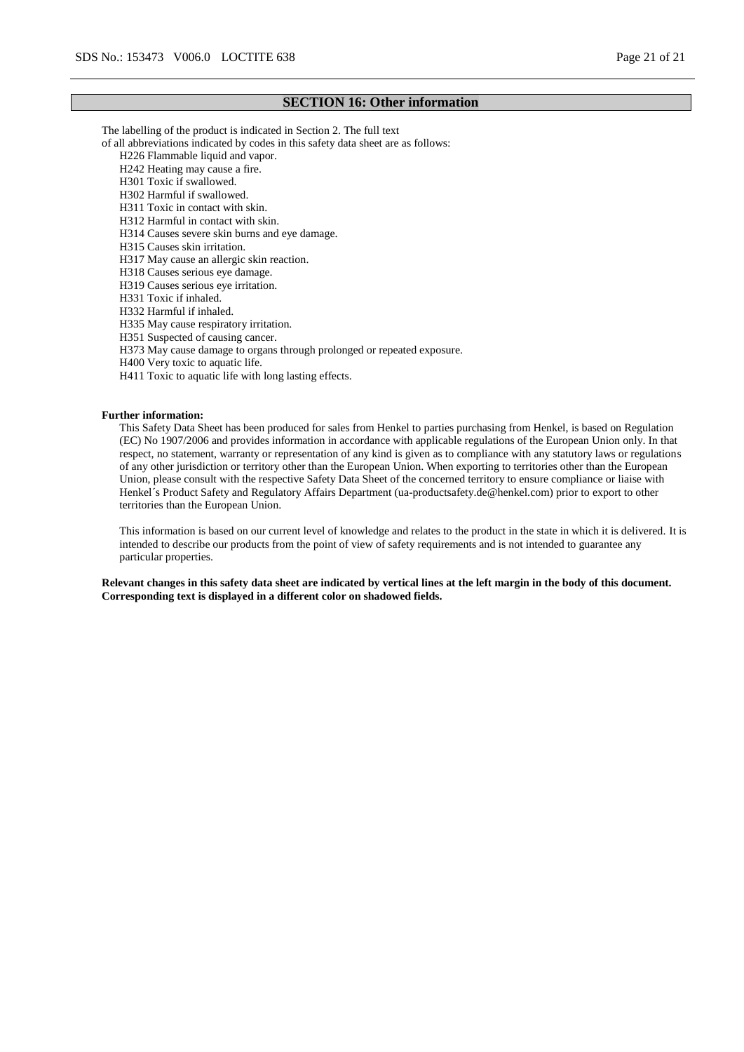## SECTION 16: Other information

The labelling of the product is indicated in Section 2. The full text of all abbreviations indicated by codes in this safety data sheet are as follows:

H226 Flammable liquid and vapor.
H242 Heating may cause a fire.
H301 Toxic if swallowed.
H302 Harmful if swallowed.
H311 Toxic in contact with skin.
H312 Harmful in contact with skin.
H314 Causes severe skin burns and eye damage.
H315 Causes skin irritation.
H317 May cause an allergic skin reaction.
H318 Causes serious eye damage.
H319 Causes serious eye irritation.
H331 Toxic if inhaled.
H332 Harmful if inhaled.
H335 May cause respiratory irritation.
H351 Suspected of causing cancer.
H373 May cause damage to organs through prolonged or repeated exposure.
H400 Very toxic to aquatic life.
H411 Toxic to aquatic life with long lasting effects.

**Further information:**

This Safety Data Sheet has been produced for sales from Henkel to parties purchasing from Henkel, is based on Regulation (EC) No 1907/2006 and provides information in accordance with applicable regulations of the European Union only. In that respect, no statement, warranty or representation of any kind is given as to compliance with any statutory laws or regulations of any other jurisdiction or territory other than the European Union. When exporting to territories other than the European Union, please consult with the respective Safety Data Sheet of the concerned territory to ensure compliance or liaise with Henkel´s Product Safety and Regulatory Affairs Department (ua-productsafety.de@henkel.com) prior to export to other territories than the European Union.

This information is based on our current level of knowledge and relates to the product in the state in which it is delivered. It is intended to describe our products from the point of view of safety requirements and is not intended to guarantee any particular properties.

**Relevant changes in this safety data sheet are indicated by vertical lines at the left margin in the body of this document. Corresponding text is displayed in a different color on shadowed fields.**